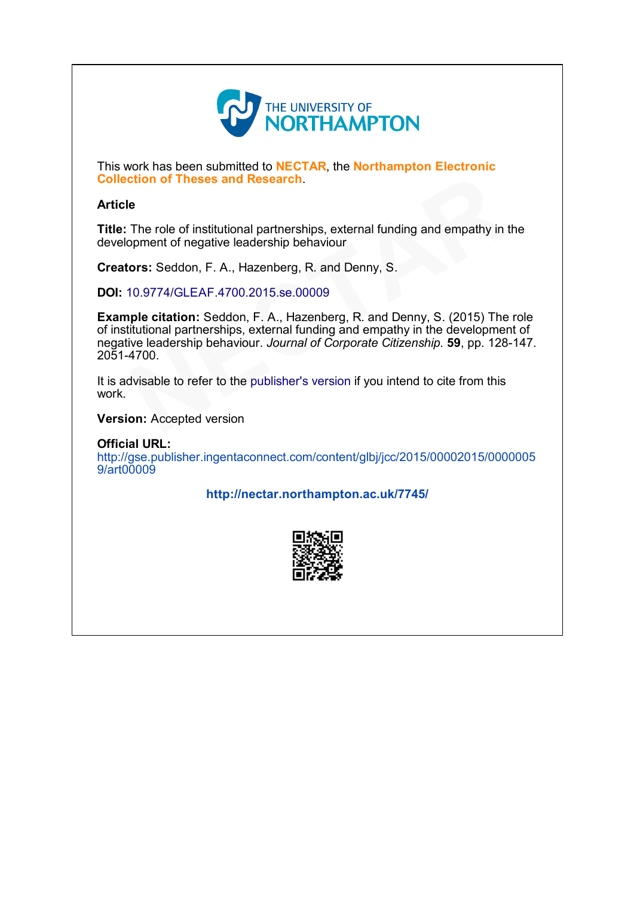THE UNIVERSITY OF NORTHAMPTON

This work has been submitted to **NECTAR**, the **Northampton Electronic Collection of Theses and Research**.

**Article**

**Title:** The role of institutional partnerships, external funding and empathy in the development of negative leadership behaviour

**Creators:** Seddon, F. A., Hazenberg, R. and Denny, S.

**DOI:** 10.9774/GLEAF.4700.2015.se.00009

**Example citation:** Seddon, F. A., Hazenberg, R. and Denny, S. (2015) The role of institutional partnerships, external funding and empathy in the development of negative leadership behaviour. *Journal of Corporate Citizenship.* **59**, pp. 128-147. 2051-4700.

It is advisable to refer to the publisher's version if you intend to cite from this work.

**Version:** Accepted version

**Official URL:**
http://gse.publisher.ingentaconnect.com/content/glbj/jcc/2015/00002015/00000059/art00009

**http://nectar.northampton.ac.uk/7745/**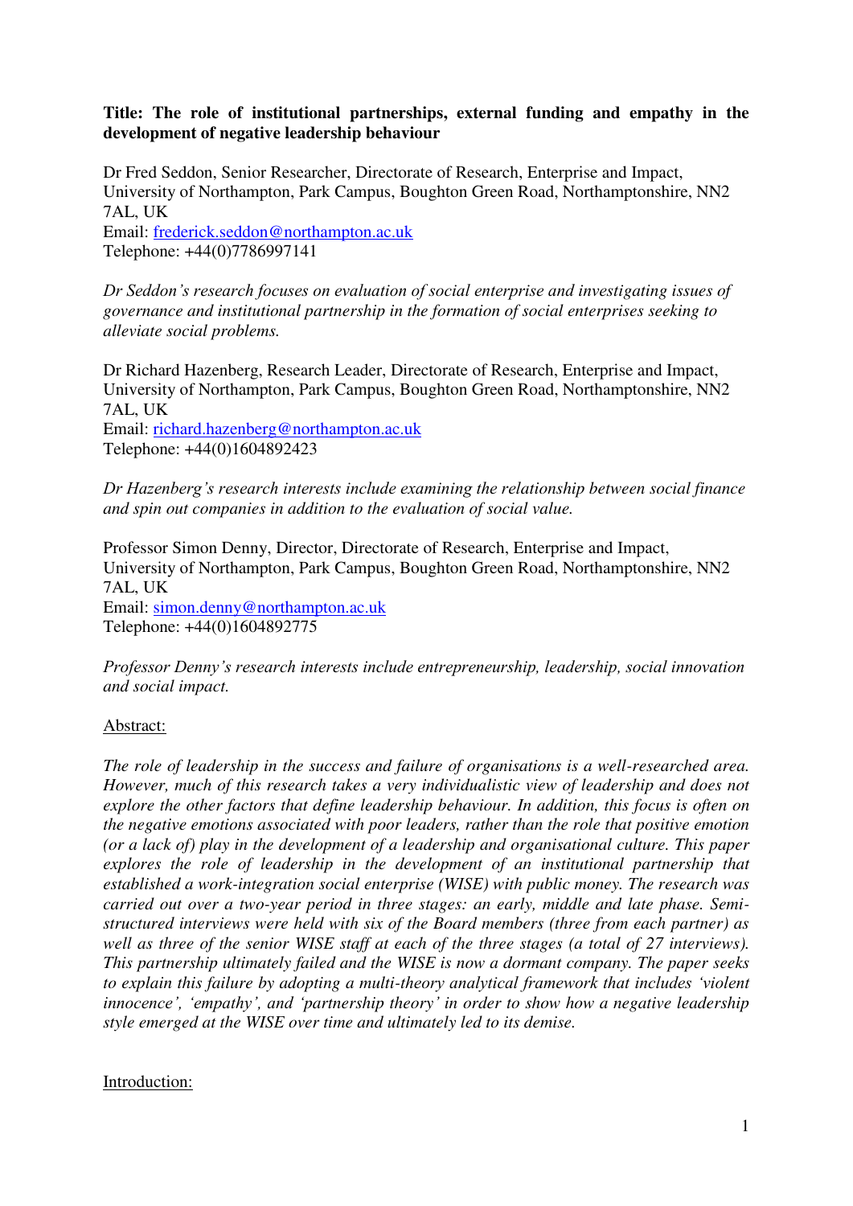**Title: The role of institutional partnerships, external funding and empathy in the development of negative leadership behaviour**

Dr Fred Seddon, Senior Researcher, Directorate of Research, Enterprise and Impact, University of Northampton, Park Campus, Boughton Green Road, Northamptonshire, NN2 7AL, UK
Email: frederick.seddon@northampton.ac.uk
Telephone: +44(0)7786997141

*Dr Seddon's research focuses on evaluation of social enterprise and investigating issues of governance and institutional partnership in the formation of social enterprises seeking to alleviate social problems.*

Dr Richard Hazenberg, Research Leader, Directorate of Research, Enterprise and Impact, University of Northampton, Park Campus, Boughton Green Road, Northamptonshire, NN2 7AL, UK
Email: richard.hazenberg@northampton.ac.uk
Telephone: +44(0)1604892423

*Dr Hazenberg's research interests include examining the relationship between social finance and spin out companies in addition to the evaluation of social value.*

Professor Simon Denny, Director, Directorate of Research, Enterprise and Impact, University of Northampton, Park Campus, Boughton Green Road, Northamptonshire, NN2 7AL, UK
Email: simon.denny@northampton.ac.uk
Telephone: +44(0)1604892775

*Professor Denny's research interests include entrepreneurship, leadership, social innovation and social impact.*

Abstract:

*The role of leadership in the success and failure of organisations is a well-researched area. However, much of this research takes a very individualistic view of leadership and does not explore the other factors that define leadership behaviour. In addition, this focus is often on the negative emotions associated with poor leaders, rather than the role that positive emotion (or a lack of) play in the development of a leadership and organisational culture. This paper explores the role of leadership in the development of an institutional partnership that established a work-integration social enterprise (WISE) with public money. The research was carried out over a two-year period in three stages: an early, middle and late phase. Semi-structured interviews were held with six of the Board members (three from each partner) as well as three of the senior WISE staff at each of the three stages (a total of 27 interviews). This partnership ultimately failed and the WISE is now a dormant company. The paper seeks to explain this failure by adopting a multi-theory analytical framework that includes 'violent innocence', 'empathy', and 'partnership theory' in order to show how a negative leadership style emerged at the WISE over time and ultimately led to its demise.*

Introduction: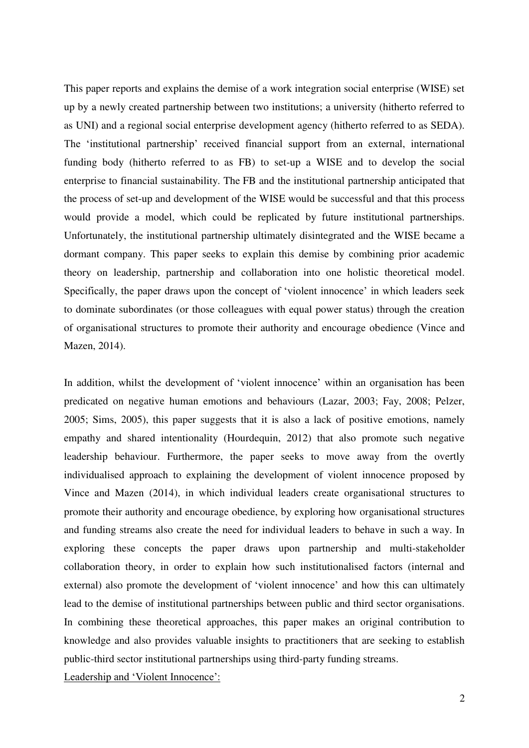This paper reports and explains the demise of a work integration social enterprise (WISE) set up by a newly created partnership between two institutions; a university (hitherto referred to as UNI) and a regional social enterprise development agency (hitherto referred to as SEDA). The 'institutional partnership' received financial support from an external, international funding body (hitherto referred to as FB) to set-up a WISE and to develop the social enterprise to financial sustainability. The FB and the institutional partnership anticipated that the process of set-up and development of the WISE would be successful and that this process would provide a model, which could be replicated by future institutional partnerships. Unfortunately, the institutional partnership ultimately disintegrated and the WISE became a dormant company. This paper seeks to explain this demise by combining prior academic theory on leadership, partnership and collaboration into one holistic theoretical model. Specifically, the paper draws upon the concept of 'violent innocence' in which leaders seek to dominate subordinates (or those colleagues with equal power status) through the creation of organisational structures to promote their authority and encourage obedience (Vince and Mazen, 2014).

In addition, whilst the development of 'violent innocence' within an organisation has been predicated on negative human emotions and behaviours (Lazar, 2003; Fay, 2008; Pelzer, 2005; Sims, 2005), this paper suggests that it is also a lack of positive emotions, namely empathy and shared intentionality (Hourdequin, 2012) that also promote such negative leadership behaviour. Furthermore, the paper seeks to move away from the overtly individualised approach to explaining the development of violent innocence proposed by Vince and Mazen (2014), in which individual leaders create organisational structures to promote their authority and encourage obedience, by exploring how organisational structures and funding streams also create the need for individual leaders to behave in such a way. In exploring these concepts the paper draws upon partnership and multi-stakeholder collaboration theory, in order to explain how such institutionalised factors (internal and external) also promote the development of 'violent innocence' and how this can ultimately lead to the demise of institutional partnerships between public and third sector organisations. In combining these theoretical approaches, this paper makes an original contribution to knowledge and also provides valuable insights to practitioners that are seeking to establish public-third sector institutional partnerships using third-party funding streams.

<u>Leadership and 'Violent Innocence':</u>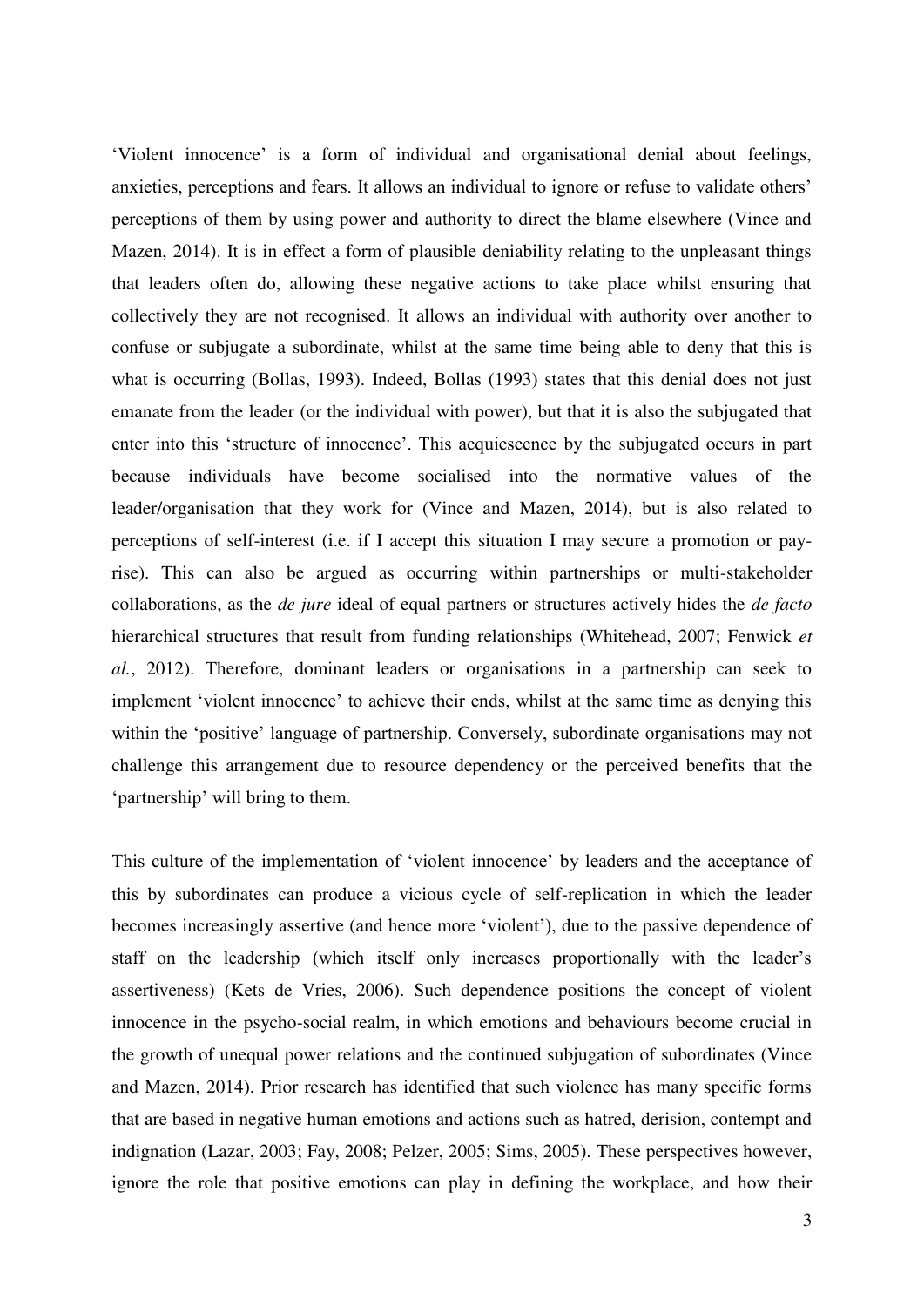'Violent innocence' is a form of individual and organisational denial about feelings, anxieties, perceptions and fears. It allows an individual to ignore or refuse to validate others' perceptions of them by using power and authority to direct the blame elsewhere (Vince and Mazen, 2014). It is in effect a form of plausible deniability relating to the unpleasant things that leaders often do, allowing these negative actions to take place whilst ensuring that collectively they are not recognised. It allows an individual with authority over another to confuse or subjugate a subordinate, whilst at the same time being able to deny that this is what is occurring (Bollas, 1993). Indeed, Bollas (1993) states that this denial does not just emanate from the leader (or the individual with power), but that it is also the subjugated that enter into this 'structure of innocence'. This acquiescence by the subjugated occurs in part because individuals have become socialised into the normative values of the leader/organisation that they work for (Vince and Mazen, 2014), but is also related to perceptions of self-interest (i.e. if I accept this situation I may secure a promotion or pay-rise). This can also be argued as occurring within partnerships or multi-stakeholder collaborations, as the *de jure* ideal of equal partners or structures actively hides the *de facto* hierarchical structures that result from funding relationships (Whitehead, 2007; Fenwick *et al.*, 2012). Therefore, dominant leaders or organisations in a partnership can seek to implement 'violent innocence' to achieve their ends, whilst at the same time as denying this within the 'positive' language of partnership. Conversely, subordinate organisations may not challenge this arrangement due to resource dependency or the perceived benefits that the 'partnership' will bring to them.

This culture of the implementation of 'violent innocence' by leaders and the acceptance of this by subordinates can produce a vicious cycle of self-replication in which the leader becomes increasingly assertive (and hence more 'violent'), due to the passive dependence of staff on the leadership (which itself only increases proportionally with the leader's assertiveness) (Kets de Vries, 2006). Such dependence positions the concept of violent innocence in the psycho-social realm, in which emotions and behaviours become crucial in the growth of unequal power relations and the continued subjugation of subordinates (Vince and Mazen, 2014). Prior research has identified that such violence has many specific forms that are based in negative human emotions and actions such as hatred, derision, contempt and indignation (Lazar, 2003; Fay, 2008; Pelzer, 2005; Sims, 2005). These perspectives however, ignore the role that positive emotions can play in defining the workplace, and how their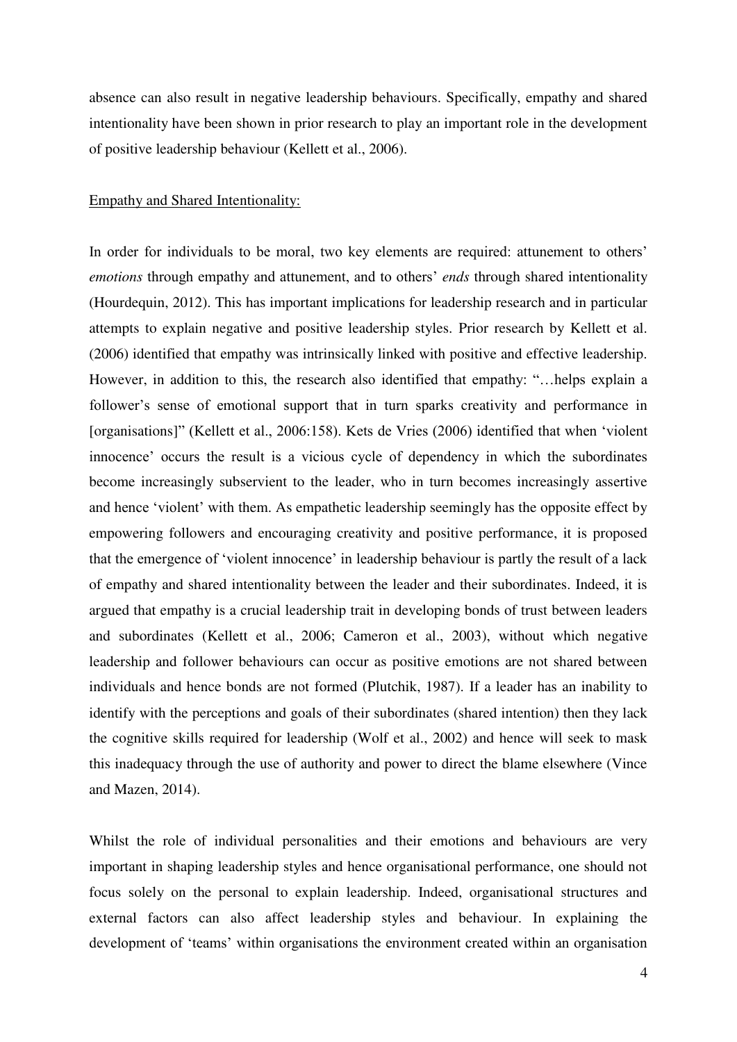absence can also result in negative leadership behaviours. Specifically, empathy and shared intentionality have been shown in prior research to play an important role in the development of positive leadership behaviour (Kellett et al., 2006).

<u>Empathy and Shared Intentionality:</u>

In order for individuals to be moral, two key elements are required: attunement to others' *emotions* through empathy and attunement, and to others' *ends* through shared intentionality (Hourdequin, 2012). This has important implications for leadership research and in particular attempts to explain negative and positive leadership styles. Prior research by Kellett et al. (2006) identified that empathy was intrinsically linked with positive and effective leadership. However, in addition to this, the research also identified that empathy: "…helps explain a follower's sense of emotional support that in turn sparks creativity and performance in [organisations]" (Kellett et al., 2006:158). Kets de Vries (2006) identified that when 'violent innocence' occurs the result is a vicious cycle of dependency in which the subordinates become increasingly subservient to the leader, who in turn becomes increasingly assertive and hence 'violent' with them. As empathetic leadership seemingly has the opposite effect by empowering followers and encouraging creativity and positive performance, it is proposed that the emergence of 'violent innocence' in leadership behaviour is partly the result of a lack of empathy and shared intentionality between the leader and their subordinates. Indeed, it is argued that empathy is a crucial leadership trait in developing bonds of trust between leaders and subordinates (Kellett et al., 2006; Cameron et al., 2003), without which negative leadership and follower behaviours can occur as positive emotions are not shared between individuals and hence bonds are not formed (Plutchik, 1987). If a leader has an inability to identify with the perceptions and goals of their subordinates (shared intention) then they lack the cognitive skills required for leadership (Wolf et al., 2002) and hence will seek to mask this inadequacy through the use of authority and power to direct the blame elsewhere (Vince and Mazen, 2014).

Whilst the role of individual personalities and their emotions and behaviours are very important in shaping leadership styles and hence organisational performance, one should not focus solely on the personal to explain leadership. Indeed, organisational structures and external factors can also affect leadership styles and behaviour. In explaining the development of 'teams' within organisations the environment created within an organisation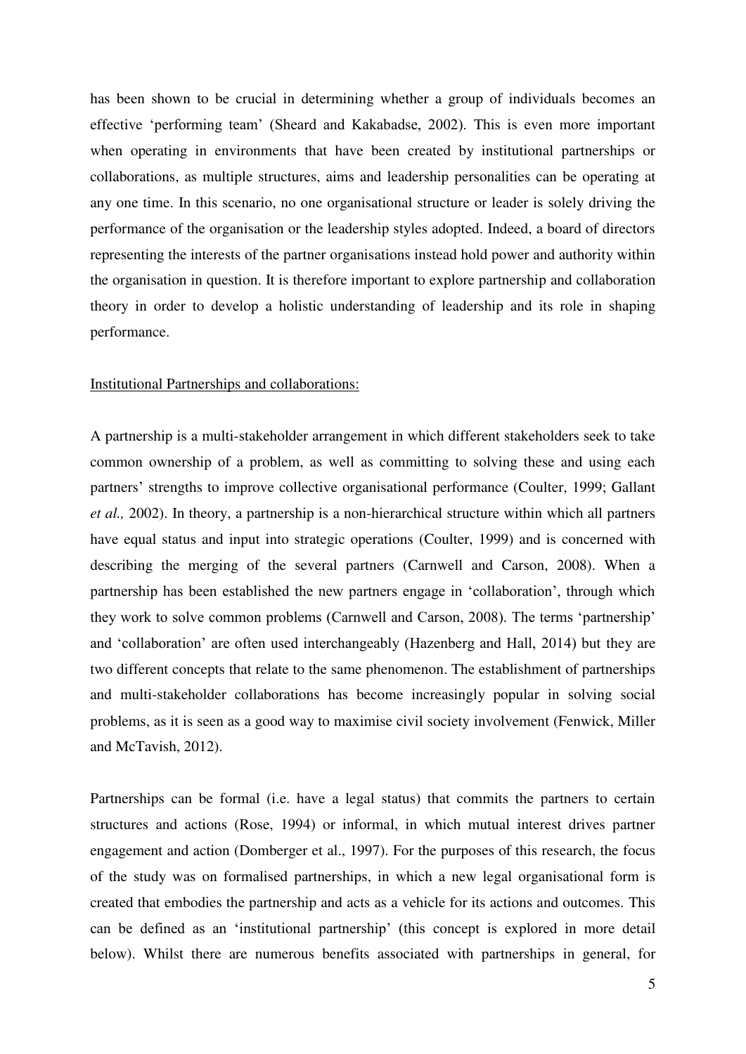has been shown to be crucial in determining whether a group of individuals becomes an effective 'performing team' (Sheard and Kakabadse, 2002). This is even more important when operating in environments that have been created by institutional partnerships or collaborations, as multiple structures, aims and leadership personalities can be operating at any one time. In this scenario, no one organisational structure or leader is solely driving the performance of the organisation or the leadership styles adopted. Indeed, a board of directors representing the interests of the partner organisations instead hold power and authority within the organisation in question. It is therefore important to explore partnership and collaboration theory in order to develop a holistic understanding of leadership and its role in shaping performance.

<u>Institutional Partnerships and collaborations:</u>

A partnership is a multi-stakeholder arrangement in which different stakeholders seek to take common ownership of a problem, as well as committing to solving these and using each partners' strengths to improve collective organisational performance (Coulter, 1999; Gallant *et al.,* 2002). In theory, a partnership is a non-hierarchical structure within which all partners have equal status and input into strategic operations (Coulter, 1999) and is concerned with describing the merging of the several partners (Carnwell and Carson, 2008). When a partnership has been established the new partners engage in 'collaboration', through which they work to solve common problems (Carnwell and Carson, 2008). The terms 'partnership' and 'collaboration' are often used interchangeably (Hazenberg and Hall, 2014) but they are two different concepts that relate to the same phenomenon. The establishment of partnerships and multi-stakeholder collaborations has become increasingly popular in solving social problems, as it is seen as a good way to maximise civil society involvement (Fenwick, Miller and McTavish, 2012).

Partnerships can be formal (i.e. have a legal status) that commits the partners to certain structures and actions (Rose, 1994) or informal, in which mutual interest drives partner engagement and action (Domberger et al., 1997). For the purposes of this research, the focus of the study was on formalised partnerships, in which a new legal organisational form is created that embodies the partnership and acts as a vehicle for its actions and outcomes. This can be defined as an 'institutional partnership' (this concept is explored in more detail below). Whilst there are numerous benefits associated with partnerships in general, for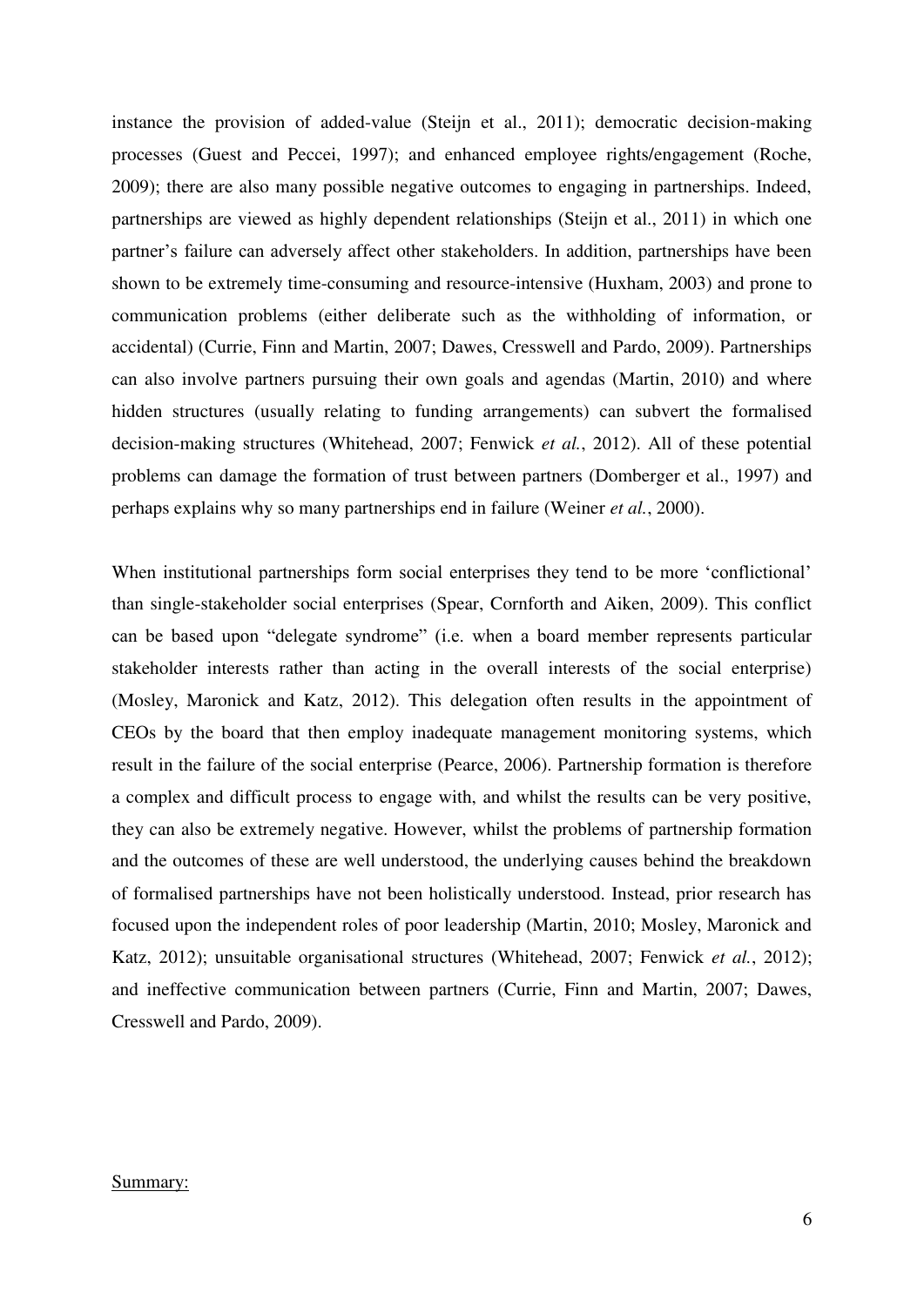instance the provision of added-value (Steijn et al., 2011); democratic decision-making processes (Guest and Peccei, 1997); and enhanced employee rights/engagement (Roche, 2009); there are also many possible negative outcomes to engaging in partnerships. Indeed, partnerships are viewed as highly dependent relationships (Steijn et al., 2011) in which one partner's failure can adversely affect other stakeholders. In addition, partnerships have been shown to be extremely time-consuming and resource-intensive (Huxham, 2003) and prone to communication problems (either deliberate such as the withholding of information, or accidental) (Currie, Finn and Martin, 2007; Dawes, Cresswell and Pardo, 2009). Partnerships can also involve partners pursuing their own goals and agendas (Martin, 2010) and where hidden structures (usually relating to funding arrangements) can subvert the formalised decision-making structures (Whitehead, 2007; Fenwick *et al.*, 2012). All of these potential problems can damage the formation of trust between partners (Domberger et al., 1997) and perhaps explains why so many partnerships end in failure (Weiner *et al.*, 2000).

When institutional partnerships form social enterprises they tend to be more 'conflictional' than single-stakeholder social enterprises (Spear, Cornforth and Aiken, 2009). This conflict can be based upon "delegate syndrome" (i.e. when a board member represents particular stakeholder interests rather than acting in the overall interests of the social enterprise) (Mosley, Maronick and Katz, 2012). This delegation often results in the appointment of CEOs by the board that then employ inadequate management monitoring systems, which result in the failure of the social enterprise (Pearce, 2006). Partnership formation is therefore a complex and difficult process to engage with, and whilst the results can be very positive, they can also be extremely negative. However, whilst the problems of partnership formation and the outcomes of these are well understood, the underlying causes behind the breakdown of formalised partnerships have not been holistically understood. Instead, prior research has focused upon the independent roles of poor leadership (Martin, 2010; Mosley, Maronick and Katz, 2012); unsuitable organisational structures (Whitehead, 2007; Fenwick *et al.*, 2012); and ineffective communication between partners (Currie, Finn and Martin, 2007; Dawes, Cresswell and Pardo, 2009).

Summary: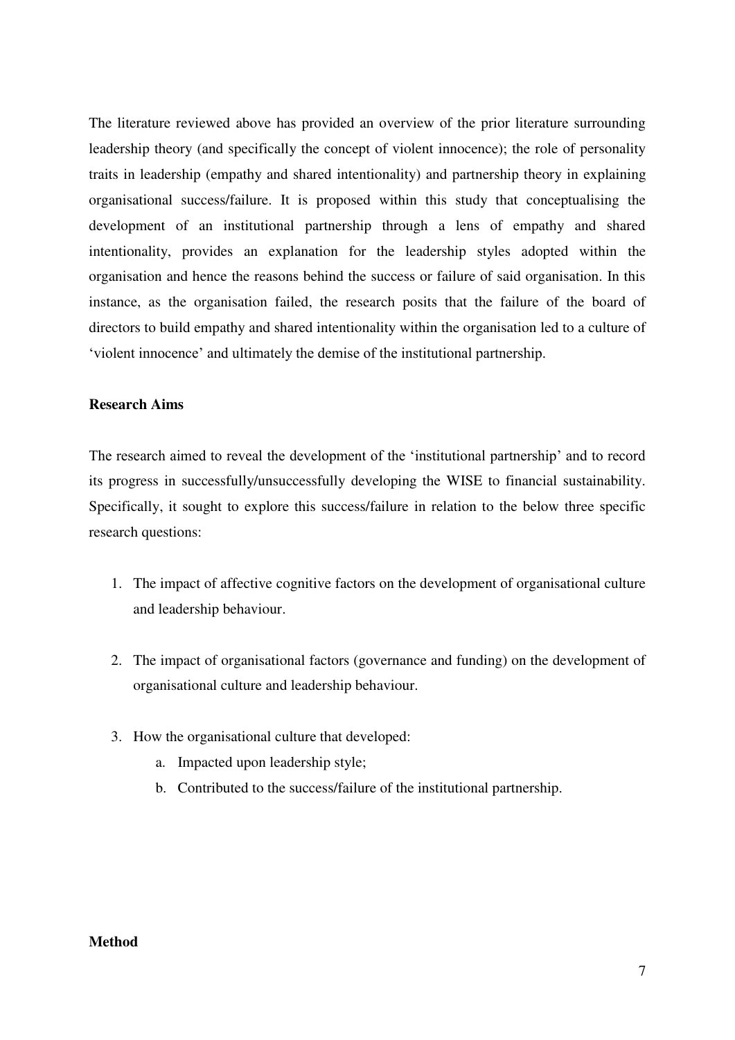The literature reviewed above has provided an overview of the prior literature surrounding leadership theory (and specifically the concept of violent innocence); the role of personality traits in leadership (empathy and shared intentionality) and partnership theory in explaining organisational success/failure. It is proposed within this study that conceptualising the development of an institutional partnership through a lens of empathy and shared intentionality, provides an explanation for the leadership styles adopted within the organisation and hence the reasons behind the success or failure of said organisation. In this instance, as the organisation failed, the research posits that the failure of the board of directors to build empathy and shared intentionality within the organisation led to a culture of 'violent innocence' and ultimately the demise of the institutional partnership.

**Research Aims**

The research aimed to reveal the development of the 'institutional partnership' and to record its progress in successfully/unsuccessfully developing the WISE to financial sustainability. Specifically, it sought to explore this success/failure in relation to the below three specific research questions:

1. The impact of affective cognitive factors on the development of organisational culture and leadership behaviour.
2. The impact of organisational factors (governance and funding) on the development of organisational culture and leadership behaviour.
3. How the organisational culture that developed:
    a. Impacted upon leadership style;
    b. Contributed to the success/failure of the institutional partnership.

**Method**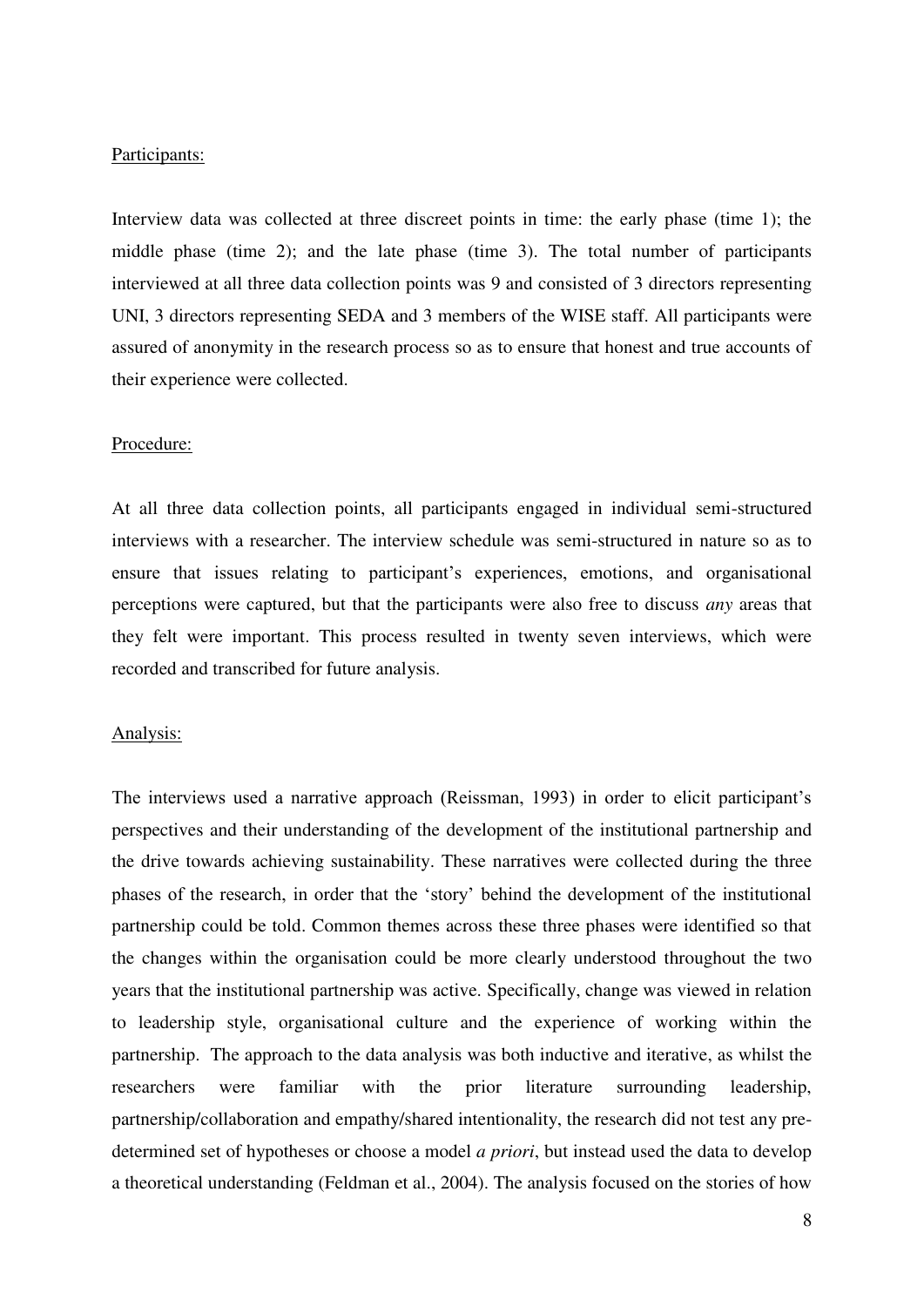Participants:

Interview data was collected at three discreet points in time: the early phase (time 1); the middle phase (time 2); and the late phase (time 3). The total number of participants interviewed at all three data collection points was 9 and consisted of 3 directors representing UNI, 3 directors representing SEDA and 3 members of the WISE staff. All participants were assured of anonymity in the research process so as to ensure that honest and true accounts of their experience were collected.

Procedure:

At all three data collection points, all participants engaged in individual semi-structured interviews with a researcher. The interview schedule was semi-structured in nature so as to ensure that issues relating to participant's experiences, emotions, and organisational perceptions were captured, but that the participants were also free to discuss *any* areas that they felt were important. This process resulted in twenty seven interviews, which were recorded and transcribed for future analysis.

Analysis:

The interviews used a narrative approach (Reissman, 1993) in order to elicit participant's perspectives and their understanding of the development of the institutional partnership and the drive towards achieving sustainability. These narratives were collected during the three phases of the research, in order that the 'story' behind the development of the institutional partnership could be told. Common themes across these three phases were identified so that the changes within the organisation could be more clearly understood throughout the two years that the institutional partnership was active. Specifically, change was viewed in relation to leadership style, organisational culture and the experience of working within the partnership. The approach to the data analysis was both inductive and iterative, as whilst the researchers were familiar with the prior literature surrounding leadership, partnership/collaboration and empathy/shared intentionality, the research did not test any pre-determined set of hypotheses or choose a model *a priori*, but instead used the data to develop a theoretical understanding (Feldman et al., 2004). The analysis focused on the stories of how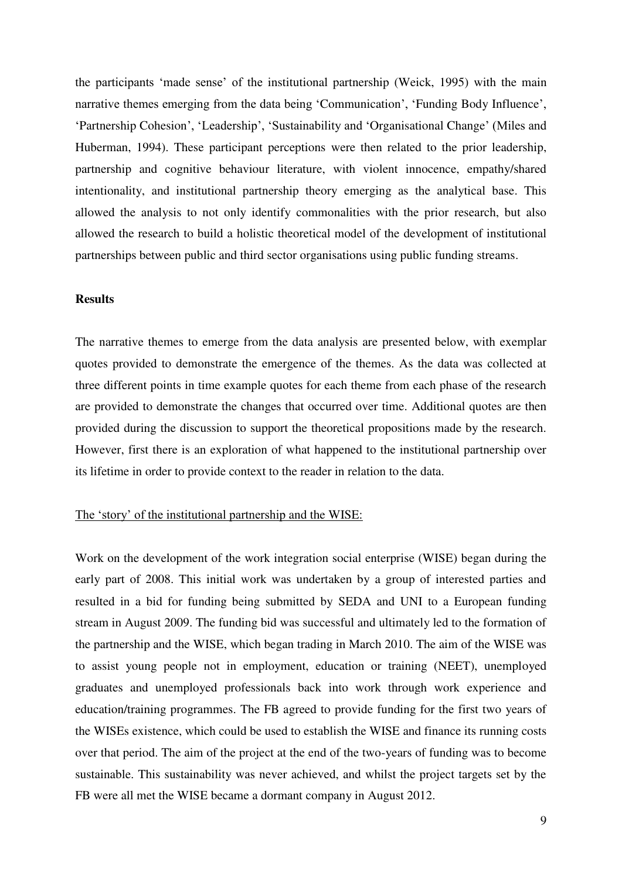the participants 'made sense' of the institutional partnership (Weick, 1995) with the main narrative themes emerging from the data being 'Communication', 'Funding Body Influence', 'Partnership Cohesion', 'Leadership', 'Sustainability and 'Organisational Change' (Miles and Huberman, 1994). These participant perceptions were then related to the prior leadership, partnership and cognitive behaviour literature, with violent innocence, empathy/shared intentionality, and institutional partnership theory emerging as the analytical base. This allowed the analysis to not only identify commonalities with the prior research, but also allowed the research to build a holistic theoretical model of the development of institutional partnerships between public and third sector organisations using public funding streams.

**Results**

The narrative themes to emerge from the data analysis are presented below, with exemplar quotes provided to demonstrate the emergence of the themes. As the data was collected at three different points in time example quotes for each theme from each phase of the research are provided to demonstrate the changes that occurred over time. Additional quotes are then provided during the discussion to support the theoretical propositions made by the research. However, first there is an exploration of what happened to the institutional partnership over its lifetime in order to provide context to the reader in relation to the data.

<u>The 'story' of the institutional partnership and the WISE:</u>

Work on the development of the work integration social enterprise (WISE) began during the early part of 2008. This initial work was undertaken by a group of interested parties and resulted in a bid for funding being submitted by SEDA and UNI to a European funding stream in August 2009. The funding bid was successful and ultimately led to the formation of the partnership and the WISE, which began trading in March 2010. The aim of the WISE was to assist young people not in employment, education or training (NEET), unemployed graduates and unemployed professionals back into work through work experience and education/training programmes. The FB agreed to provide funding for the first two years of the WISEs existence, which could be used to establish the WISE and finance its running costs over that period. The aim of the project at the end of the two-years of funding was to become sustainable. This sustainability was never achieved, and whilst the project targets set by the FB were all met the WISE became a dormant company in August 2012.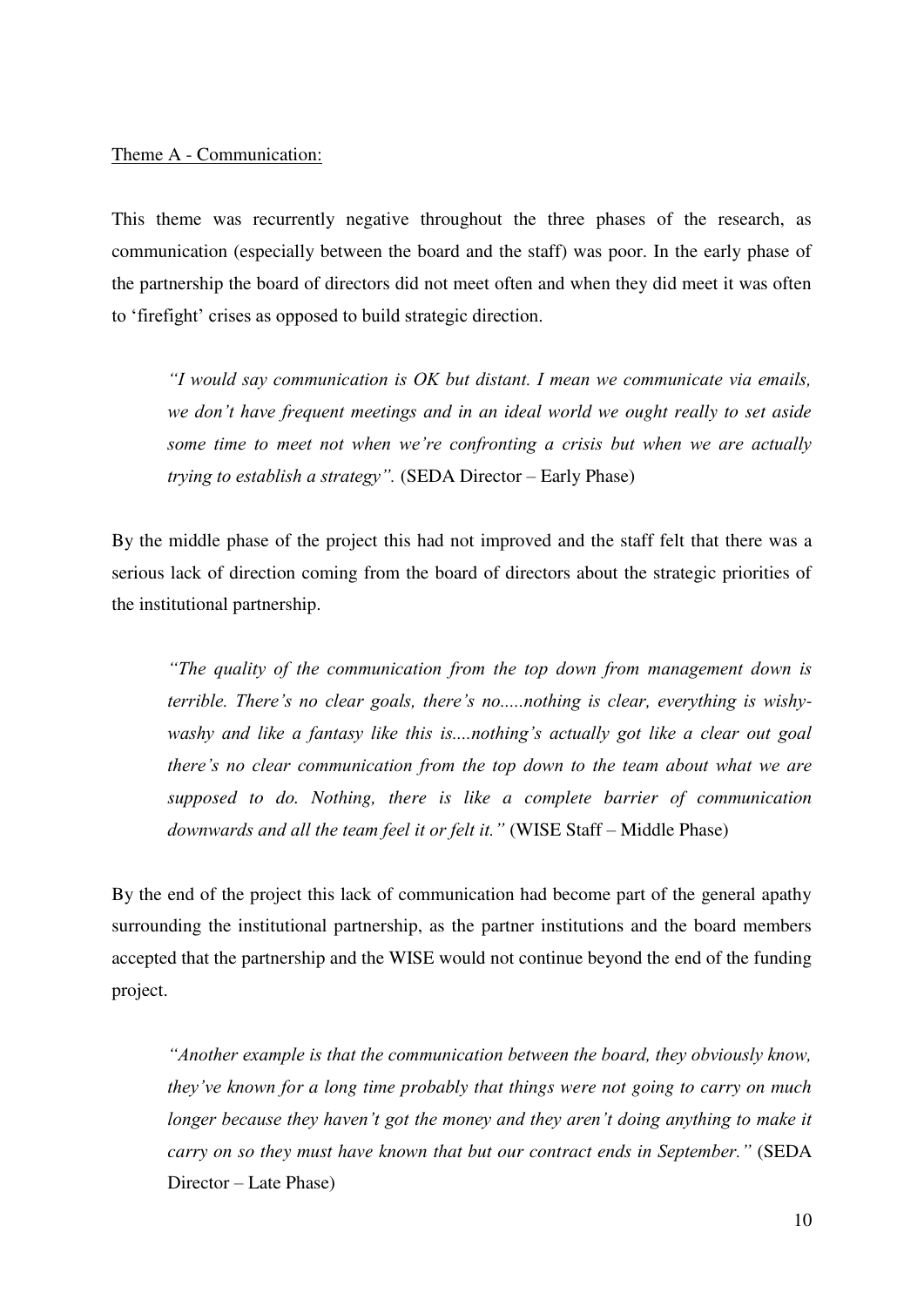Theme A - Communication:

This theme was recurrently negative throughout the three phases of the research, as communication (especially between the board and the staff) was poor. In the early phase of the partnership the board of directors did not meet often and when they did meet it was often to 'firefight' crises as opposed to build strategic direction.

> *"I would say communication is OK but distant. I mean we communicate via emails, we don't have frequent meetings and in an ideal world we ought really to set aside some time to meet not when we're confronting a crisis but when we are actually trying to establish a strategy".* (SEDA Director – Early Phase)

By the middle phase of the project this had not improved and the staff felt that there was a serious lack of direction coming from the board of directors about the strategic priorities of the institutional partnership.

> *"The quality of the communication from the top down from management down is terrible. There's no clear goals, there's no.....nothing is clear, everything is wishy-washy and like a fantasy like this is....nothing's actually got like a clear out goal there's no clear communication from the top down to the team about what we are supposed to do. Nothing, there is like a complete barrier of communication downwards and all the team feel it or felt it."* (WISE Staff – Middle Phase)

By the end of the project this lack of communication had become part of the general apathy surrounding the institutional partnership, as the partner institutions and the board members accepted that the partnership and the WISE would not continue beyond the end of the funding project.

> *"Another example is that the communication between the board, they obviously know, they've known for a long time probably that things were not going to carry on much longer because they haven't got the money and they aren't doing anything to make it carry on so they must have known that but our contract ends in September."* (SEDA Director – Late Phase)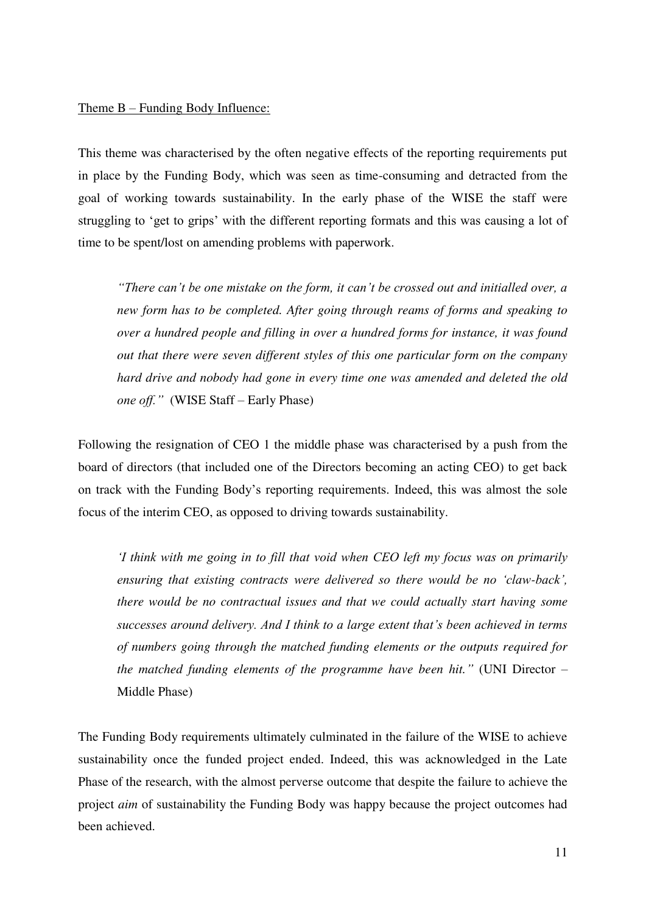<u>Theme B – Funding Body Influence:</u>

This theme was characterised by the often negative effects of the reporting requirements put in place by the Funding Body, which was seen as time-consuming and detracted from the goal of working towards sustainability. In the early phase of the WISE the staff were struggling to 'get to grips' with the different reporting formats and this was causing a lot of time to be spent/lost on amending problems with paperwork.

> *"There can't be one mistake on the form, it can't be crossed out and initialled over, a new form has to be completed. After going through reams of forms and speaking to over a hundred people and filling in over a hundred forms for instance, it was found out that there were seven different styles of this one particular form on the company hard drive and nobody had gone in every time one was amended and deleted the old one off."* (WISE Staff – Early Phase)

Following the resignation of CEO 1 the middle phase was characterised by a push from the board of directors (that included one of the Directors becoming an acting CEO) to get back on track with the Funding Body's reporting requirements. Indeed, this was almost the sole focus of the interim CEO, as opposed to driving towards sustainability.

> *'I think with me going in to fill that void when CEO left my focus was on primarily ensuring that existing contracts were delivered so there would be no 'claw-back', there would be no contractual issues and that we could actually start having some successes around delivery. And I think to a large extent that's been achieved in terms of numbers going through the matched funding elements or the outputs required for the matched funding elements of the programme have been hit."* (UNI Director – Middle Phase)

The Funding Body requirements ultimately culminated in the failure of the WISE to achieve sustainability once the funded project ended. Indeed, this was acknowledged in the Late Phase of the research, with the almost perverse outcome that despite the failure to achieve the project *aim* of sustainability the Funding Body was happy because the project outcomes had been achieved.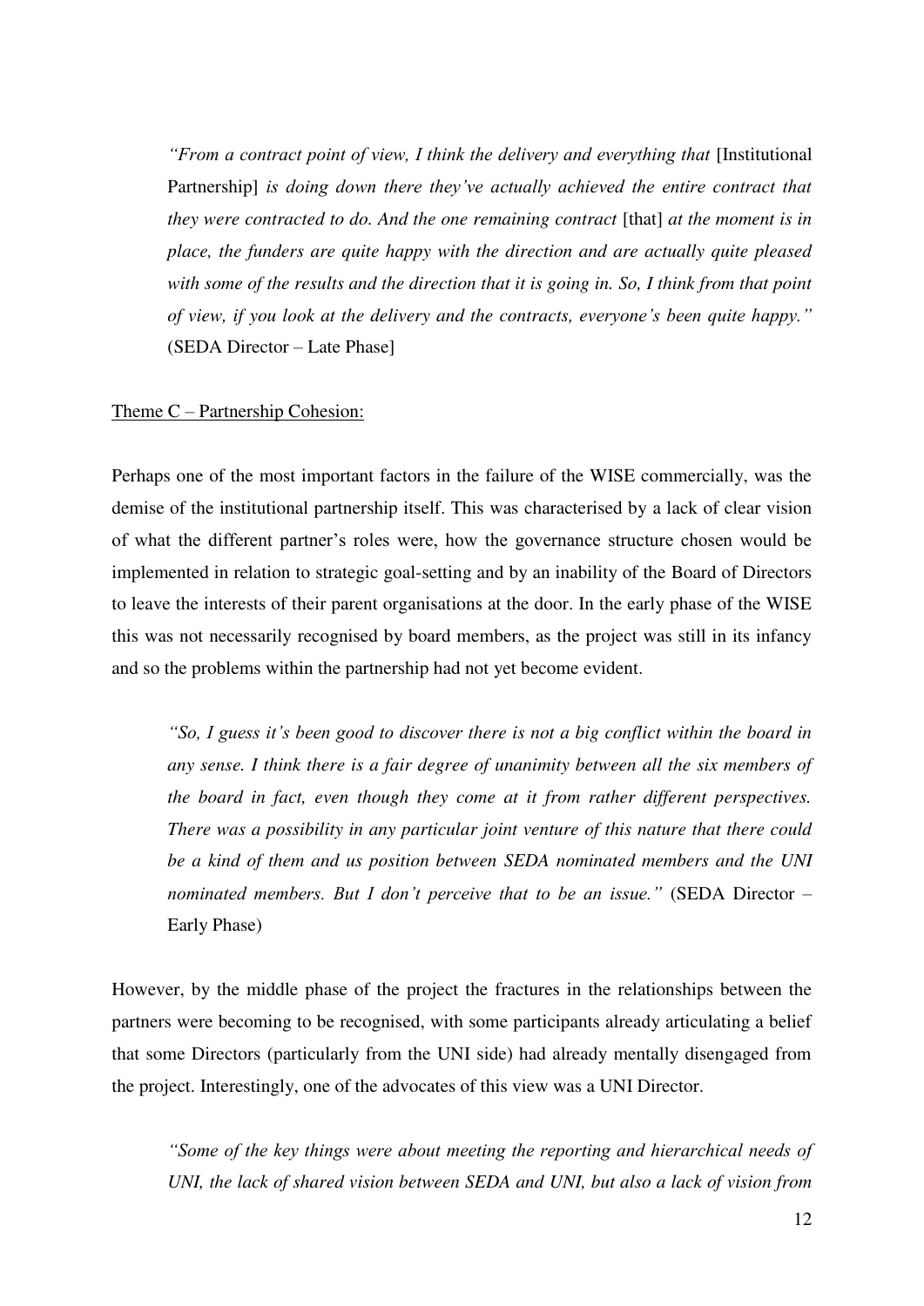> *"From a contract point of view, I think the delivery and everything that* [Institutional Partnership] *is doing down there they've actually achieved the entire contract that they were contracted to do. And the one remaining contract* [that] *at the moment is in place, the funders are quite happy with the direction and are actually quite pleased with some of the results and the direction that it is going in. So, I think from that point of view, if you look at the delivery and the contracts, everyone's been quite happy."* (SEDA Director – Late Phase]

<u>Theme C – Partnership Cohesion:</u>

Perhaps one of the most important factors in the failure of the WISE commercially, was the demise of the institutional partnership itself. This was characterised by a lack of clear vision of what the different partner's roles were, how the governance structure chosen would be implemented in relation to strategic goal-setting and by an inability of the Board of Directors to leave the interests of their parent organisations at the door. In the early phase of the WISE this was not necessarily recognised by board members, as the project was still in its infancy and so the problems within the partnership had not yet become evident.

> *"So, I guess it's been good to discover there is not a big conflict within the board in any sense. I think there is a fair degree of unanimity between all the six members of the board in fact, even though they come at it from rather different perspectives. There was a possibility in any particular joint venture of this nature that there could be a kind of them and us position between SEDA nominated members and the UNI nominated members. But I don't perceive that to be an issue."* (SEDA Director – Early Phase)

However, by the middle phase of the project the fractures in the relationships between the partners were becoming to be recognised, with some participants already articulating a belief that some Directors (particularly from the UNI side) had already mentally disengaged from the project. Interestingly, one of the advocates of this view was a UNI Director.

> *"Some of the key things were about meeting the reporting and hierarchical needs of UNI, the lack of shared vision between SEDA and UNI, but also a lack of vision from*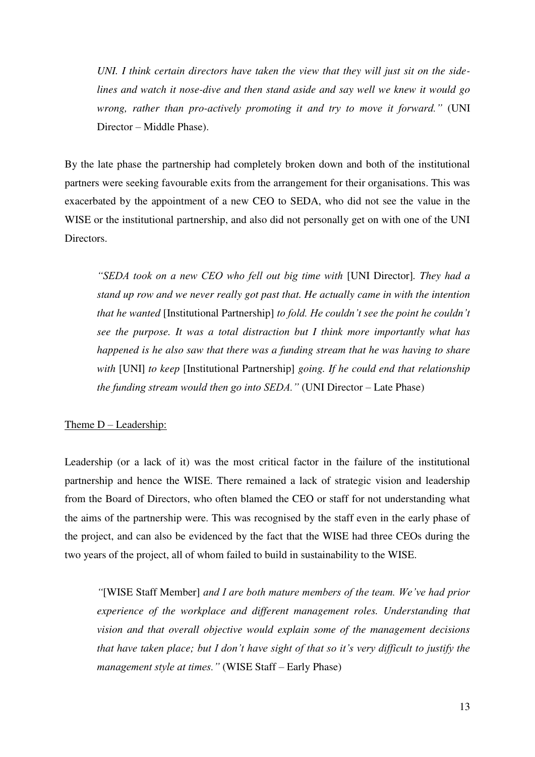*UNI. I think certain directors have taken the view that they will just sit on the side-lines and watch it nose-dive and then stand aside and say well we knew it would go wrong, rather than pro-actively promoting it and try to move it forward."* (UNI Director – Middle Phase).

By the late phase the partnership had completely broken down and both of the institutional partners were seeking favourable exits from the arrangement for their organisations. This was exacerbated by the appointment of a new CEO to SEDA, who did not see the value in the WISE or the institutional partnership, and also did not personally get on with one of the UNI Directors.

> *"SEDA took on a new CEO who fell out big time with* [UNI Director]. *They had a stand up row and we never really got past that. He actually came in with the intention that he wanted* [Institutional Partnership] *to fold. He couldn't see the point he couldn't see the purpose. It was a total distraction but I think more importantly what has happened is he also saw that there was a funding stream that he was having to share with* [UNI] *to keep* [Institutional Partnership] *going. If he could end that relationship the funding stream would then go into SEDA."* (UNI Director – Late Phase)

<u>Theme D – Leadership:</u>

Leadership (or a lack of it) was the most critical factor in the failure of the institutional partnership and hence the WISE. There remained a lack of strategic vision and leadership from the Board of Directors, who often blamed the CEO or staff for not understanding what the aims of the partnership were. This was recognised by the staff even in the early phase of the project, and can also be evidenced by the fact that the WISE had three CEOs during the two years of the project, all of whom failed to build in sustainability to the WISE.

> *"*[WISE Staff Member] *and I are both mature members of the team. We've had prior experience of the workplace and different management roles. Understanding that vision and that overall objective would explain some of the management decisions that have taken place; but I don't have sight of that so it's very difficult to justify the management style at times."* (WISE Staff – Early Phase)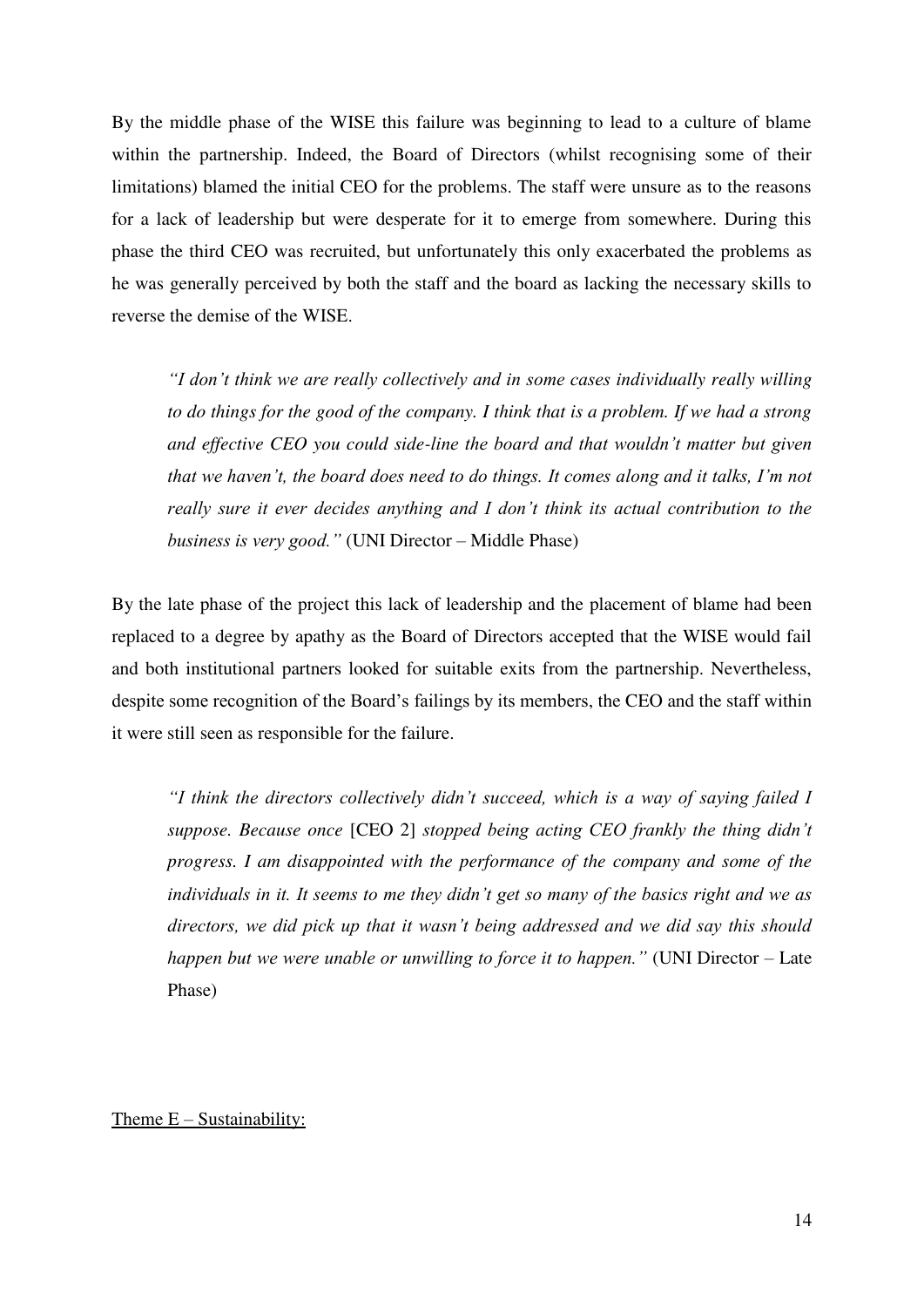By the middle phase of the WISE this failure was beginning to lead to a culture of blame within the partnership. Indeed, the Board of Directors (whilst recognising some of their limitations) blamed the initial CEO for the problems. The staff were unsure as to the reasons for a lack of leadership but were desperate for it to emerge from somewhere. During this phase the third CEO was recruited, but unfortunately this only exacerbated the problems as he was generally perceived by both the staff and the board as lacking the necessary skills to reverse the demise of the WISE.

> *"I don't think we are really collectively and in some cases individually really willing to do things for the good of the company. I think that is a problem. If we had a strong and effective CEO you could side-line the board and that wouldn't matter but given that we haven't, the board does need to do things. It comes along and it talks, I'm not really sure it ever decides anything and I don't think its actual contribution to the business is very good."* (UNI Director – Middle Phase)

By the late phase of the project this lack of leadership and the placement of blame had been replaced to a degree by apathy as the Board of Directors accepted that the WISE would fail and both institutional partners looked for suitable exits from the partnership. Nevertheless, despite some recognition of the Board's failings by its members, the CEO and the staff within it were still seen as responsible for the failure.

> *"I think the directors collectively didn't succeed, which is a way of saying failed I suppose. Because once* [CEO 2] *stopped being acting CEO frankly the thing didn't progress. I am disappointed with the performance of the company and some of the individuals in it. It seems to me they didn't get so many of the basics right and we as directors, we did pick up that it wasn't being addressed and we did say this should happen but we were unable or unwilling to force it to happen."* (UNI Director – Late Phase)

Theme E – Sustainability: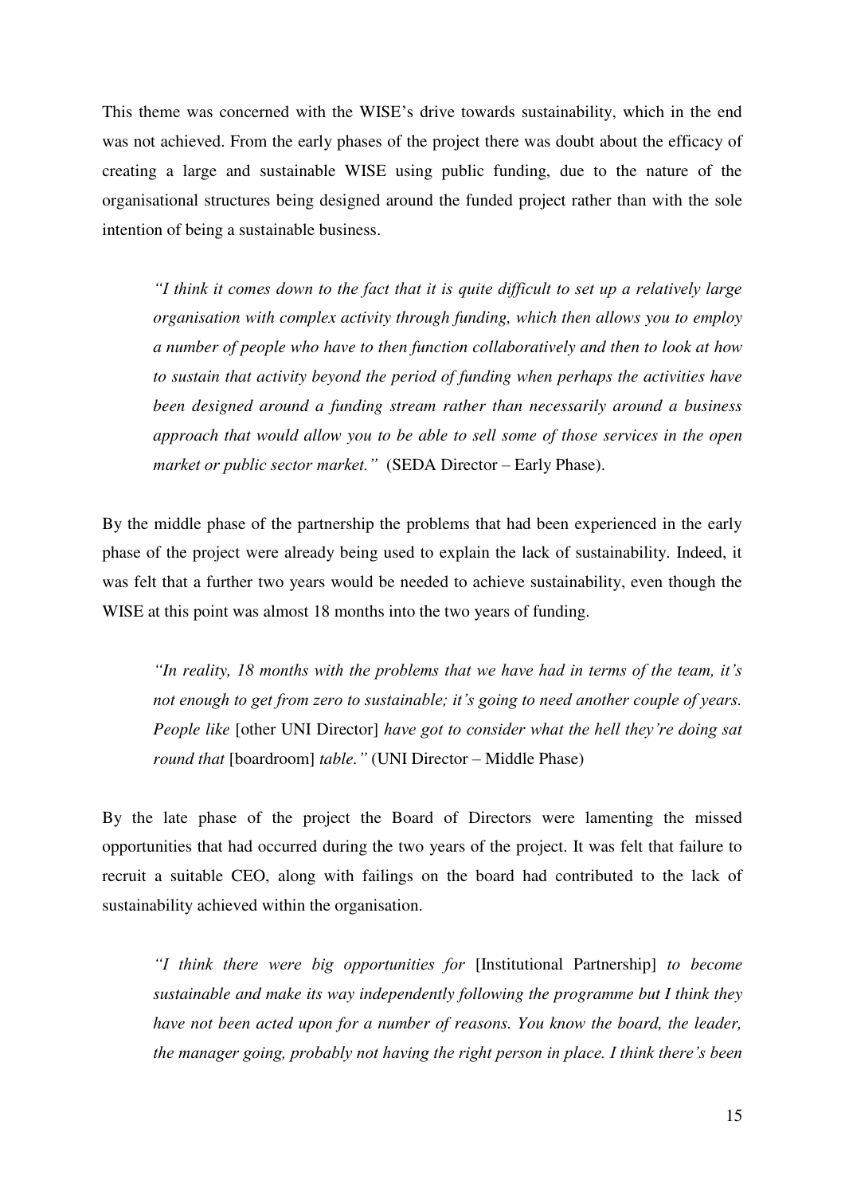This theme was concerned with the WISE's drive towards sustainability, which in the end was not achieved. From the early phases of the project there was doubt about the efficacy of creating a large and sustainable WISE using public funding, due to the nature of the organisational structures being designed around the funded project rather than with the sole intention of being a sustainable business.

> *"I think it comes down to the fact that it is quite difficult to set up a relatively large organisation with complex activity through funding, which then allows you to employ a number of people who have to then function collaboratively and then to look at how to sustain that activity beyond the period of funding when perhaps the activities have been designed around a funding stream rather than necessarily around a business approach that would allow you to be able to sell some of those services in the open market or public sector market."* (SEDA Director – Early Phase).

By the middle phase of the partnership the problems that had been experienced in the early phase of the project were already being used to explain the lack of sustainability. Indeed, it was felt that a further two years would be needed to achieve sustainability, even though the WISE at this point was almost 18 months into the two years of funding.

> *"In reality, 18 months with the problems that we have had in terms of the team, it's not enough to get from zero to sustainable; it's going to need another couple of years. People like* [other UNI Director] *have got to consider what the hell they're doing sat round that* [boardroom] *table."* (UNI Director – Middle Phase)

By the late phase of the project the Board of Directors were lamenting the missed opportunities that had occurred during the two years of the project. It was felt that failure to recruit a suitable CEO, along with failings on the board had contributed to the lack of sustainability achieved within the organisation.

> *"I think there were big opportunities for* [Institutional Partnership] *to become sustainable and make its way independently following the programme but I think they have not been acted upon for a number of reasons. You know the board, the leader, the manager going, probably not having the right person in place. I think there's been*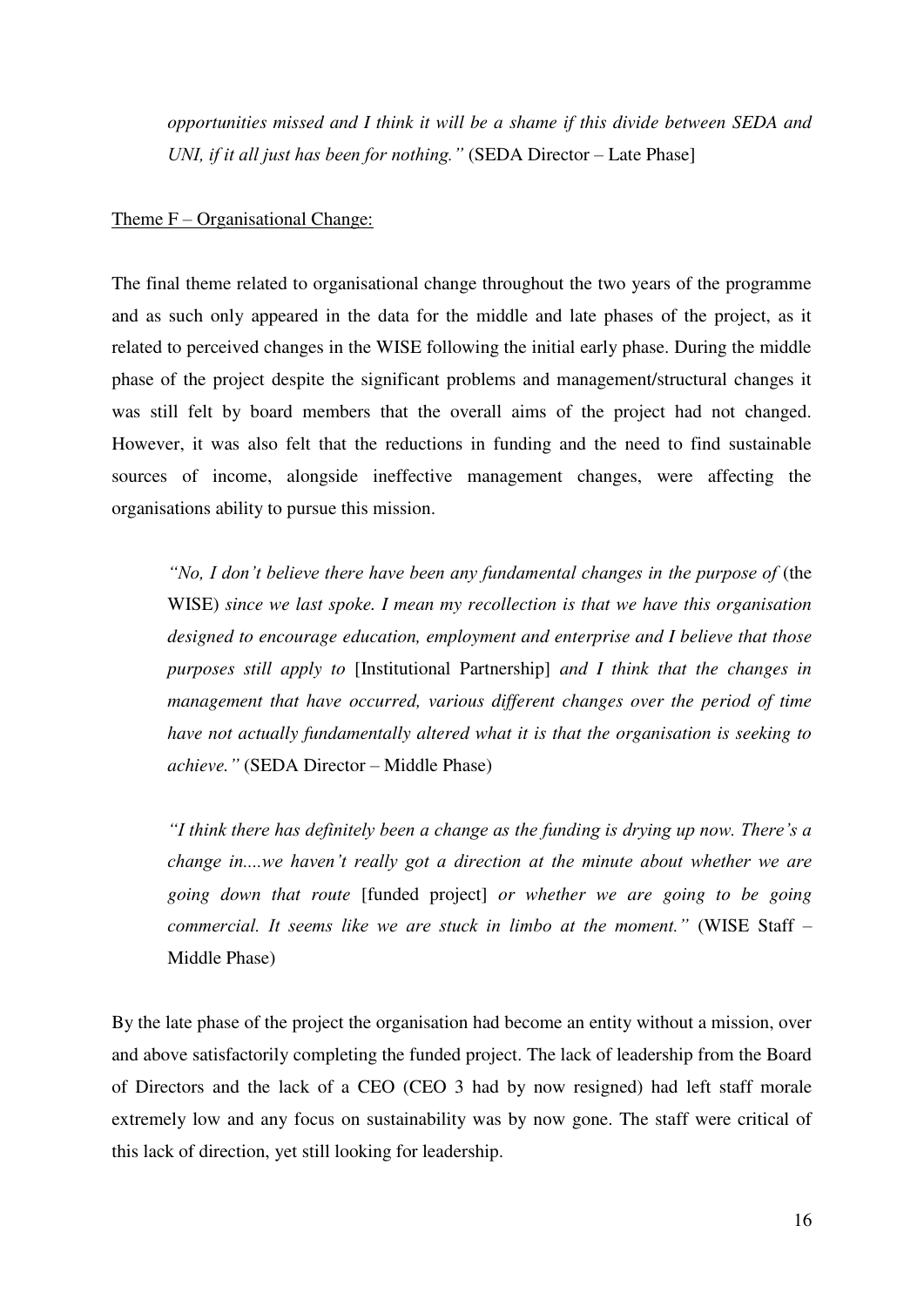> *opportunities missed and I think it will be a shame if this divide between SEDA and UNI, if it all just has been for nothing."* (SEDA Director – Late Phase]

Theme F – Organisational Change:

The final theme related to organisational change throughout the two years of the programme and as such only appeared in the data for the middle and late phases of the project, as it related to perceived changes in the WISE following the initial early phase. During the middle phase of the project despite the significant problems and management/structural changes it was still felt by board members that the overall aims of the project had not changed. However, it was also felt that the reductions in funding and the need to find sustainable sources of income, alongside ineffective management changes, were affecting the organisations ability to pursue this mission.

> *"No, I don't believe there have been any fundamental changes in the purpose of* (the WISE) *since we last spoke. I mean my recollection is that we have this organisation designed to encourage education, employment and enterprise and I believe that those purposes still apply to* [Institutional Partnership] *and I think that the changes in management that have occurred, various different changes over the period of time have not actually fundamentally altered what it is that the organisation is seeking to achieve."* (SEDA Director – Middle Phase)

> *"I think there has definitely been a change as the funding is drying up now. There's a change in....we haven't really got a direction at the minute about whether we are going down that route* [funded project] *or whether we are going to be going commercial. It seems like we are stuck in limbo at the moment."* (WISE Staff – Middle Phase)

By the late phase of the project the organisation had become an entity without a mission, over and above satisfactorily completing the funded project. The lack of leadership from the Board of Directors and the lack of a CEO (CEO 3 had by now resigned) had left staff morale extremely low and any focus on sustainability was by now gone. The staff were critical of this lack of direction, yet still looking for leadership.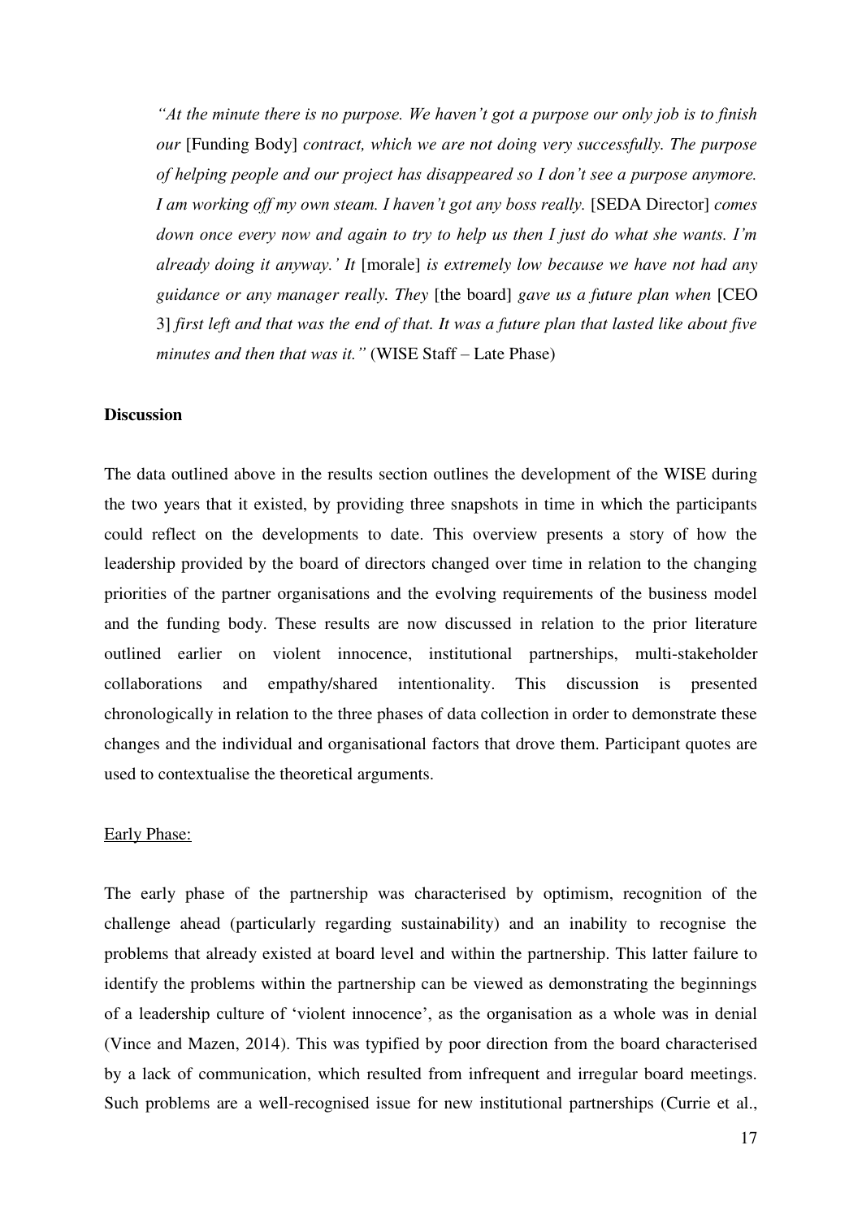*"At the minute there is no purpose. We haven't got a purpose our only job is to finish our* [Funding Body] *contract, which we are not doing very successfully. The purpose of helping people and our project has disappeared so I don't see a purpose anymore. I am working off my own steam. I haven't got any boss really.* [SEDA Director] *comes down once every now and again to try to help us then I just do what she wants. I'm already doing it anyway.' It* [morale] *is extremely low because we have not had any guidance or any manager really. They* [the board] *gave us a future plan when* [CEO 3] *first left and that was the end of that. It was a future plan that lasted like about five minutes and then that was it."* (WISE Staff – Late Phase)

**Discussion**

The data outlined above in the results section outlines the development of the WISE during the two years that it existed, by providing three snapshots in time in which the participants could reflect on the developments to date. This overview presents a story of how the leadership provided by the board of directors changed over time in relation to the changing priorities of the partner organisations and the evolving requirements of the business model and the funding body. These results are now discussed in relation to the prior literature outlined earlier on violent innocence, institutional partnerships, multi-stakeholder collaborations and empathy/shared intentionality. This discussion is presented chronologically in relation to the three phases of data collection in order to demonstrate these changes and the individual and organisational factors that drove them. Participant quotes are used to contextualise the theoretical arguments.

Early Phase:

The early phase of the partnership was characterised by optimism, recognition of the challenge ahead (particularly regarding sustainability) and an inability to recognise the problems that already existed at board level and within the partnership. This latter failure to identify the problems within the partnership can be viewed as demonstrating the beginnings of a leadership culture of 'violent innocence', as the organisation as a whole was in denial (Vince and Mazen, 2014). This was typified by poor direction from the board characterised by a lack of communication, which resulted from infrequent and irregular board meetings. Such problems are a well-recognised issue for new institutional partnerships (Currie et al.,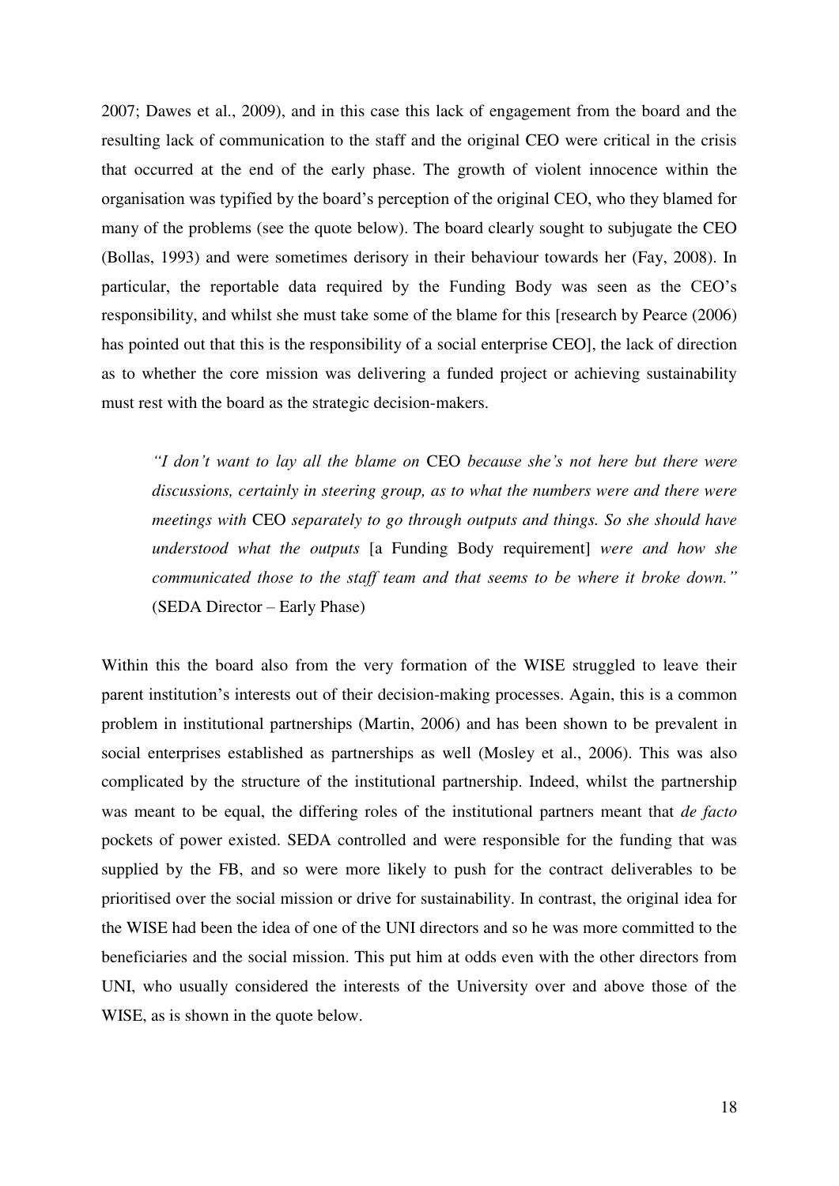2007; Dawes et al., 2009), and in this case this lack of engagement from the board and the resulting lack of communication to the staff and the original CEO were critical in the crisis that occurred at the end of the early phase. The growth of violent innocence within the organisation was typified by the board's perception of the original CEO, who they blamed for many of the problems (see the quote below). The board clearly sought to subjugate the CEO (Bollas, 1993) and were sometimes derisory in their behaviour towards her (Fay, 2008). In particular, the reportable data required by the Funding Body was seen as the CEO's responsibility, and whilst she must take some of the blame for this [research by Pearce (2006) has pointed out that this is the responsibility of a social enterprise CEO], the lack of direction as to whether the core mission was delivering a funded project or achieving sustainability must rest with the board as the strategic decision-makers.

> *"I don't want to lay all the blame on* CEO *because she's not here but there were discussions, certainly in steering group, as to what the numbers were and there were meetings with* CEO *separately to go through outputs and things. So she should have understood what the outputs* [a Funding Body requirement] *were and how she communicated those to the staff team and that seems to be where it broke down."* (SEDA Director – Early Phase)

Within this the board also from the very formation of the WISE struggled to leave their parent institution's interests out of their decision-making processes. Again, this is a common problem in institutional partnerships (Martin, 2006) and has been shown to be prevalent in social enterprises established as partnerships as well (Mosley et al., 2006). This was also complicated by the structure of the institutional partnership. Indeed, whilst the partnership was meant to be equal, the differing roles of the institutional partners meant that *de facto* pockets of power existed. SEDA controlled and were responsible for the funding that was supplied by the FB, and so were more likely to push for the contract deliverables to be prioritised over the social mission or drive for sustainability. In contrast, the original idea for the WISE had been the idea of one of the UNI directors and so he was more committed to the beneficiaries and the social mission. This put him at odds even with the other directors from UNI, who usually considered the interests of the University over and above those of the WISE, as is shown in the quote below.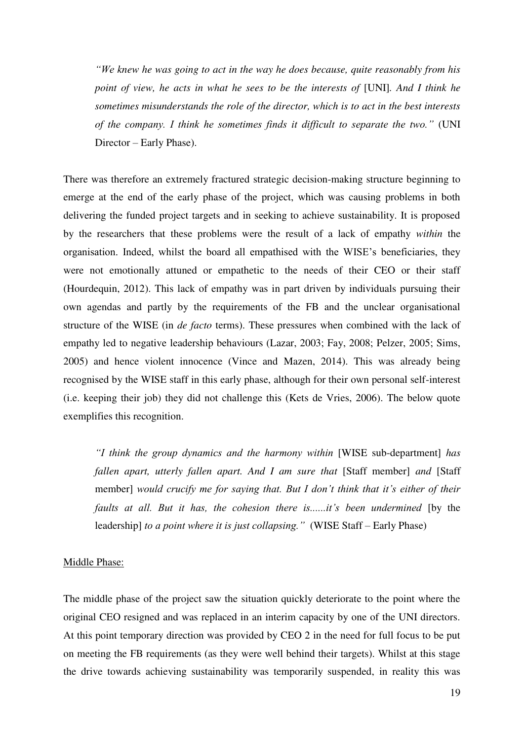> *"We knew he was going to act in the way he does because, quite reasonably from his point of view, he acts in what he sees to be the interests of* [UNI]*. And I think he sometimes misunderstands the role of the director, which is to act in the best interests of the company. I think he sometimes finds it difficult to separate the two."* (UNI Director – Early Phase).

There was therefore an extremely fractured strategic decision-making structure beginning to emerge at the end of the early phase of the project, which was causing problems in both delivering the funded project targets and in seeking to achieve sustainability. It is proposed by the researchers that these problems were the result of a lack of empathy *within* the organisation. Indeed, whilst the board all empathised with the WISE's beneficiaries, they were not emotionally attuned or empathetic to the needs of their CEO or their staff (Hourdequin, 2012). This lack of empathy was in part driven by individuals pursuing their own agendas and partly by the requirements of the FB and the unclear organisational structure of the WISE (in *de facto* terms). These pressures when combined with the lack of empathy led to negative leadership behaviours (Lazar, 2003; Fay, 2008; Pelzer, 2005; Sims, 2005) and hence violent innocence (Vince and Mazen, 2014). This was already being recognised by the WISE staff in this early phase, although for their own personal self-interest (i.e. keeping their job) they did not challenge this (Kets de Vries, 2006). The below quote exemplifies this recognition.

> *"I think the group dynamics and the harmony within* [WISE sub-department] *has fallen apart, utterly fallen apart. And I am sure that* [Staff member] *and* [Staff member] *would crucify me for saying that. But I don't think that it's either of their faults at all. But it has, the cohesion there is......it's been undermined* [by the leadership] *to a point where it is just collapsing."* (WISE Staff – Early Phase)

<u>Middle Phase:</u>

The middle phase of the project saw the situation quickly deteriorate to the point where the original CEO resigned and was replaced in an interim capacity by one of the UNI directors. At this point temporary direction was provided by CEO 2 in the need for full focus to be put on meeting the FB requirements (as they were well behind their targets). Whilst at this stage the drive towards achieving sustainability was temporarily suspended, in reality this was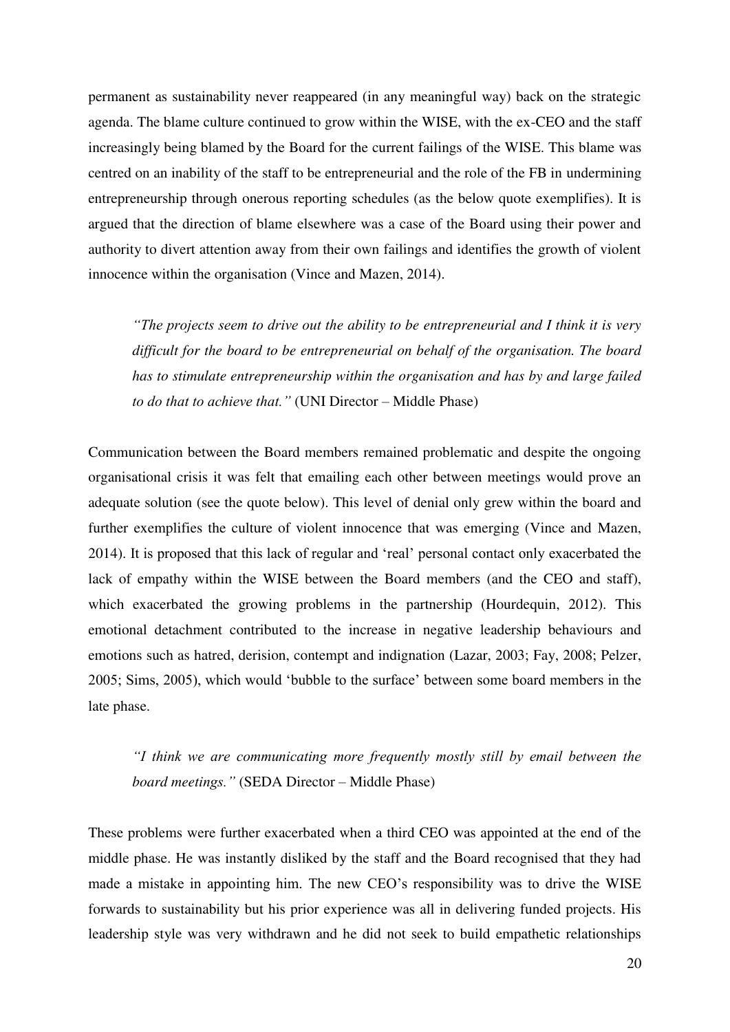permanent as sustainability never reappeared (in any meaningful way) back on the strategic agenda. The blame culture continued to grow within the WISE, with the ex-CEO and the staff increasingly being blamed by the Board for the current failings of the WISE. This blame was centred on an inability of the staff to be entrepreneurial and the role of the FB in undermining entrepreneurship through onerous reporting schedules (as the below quote exemplifies). It is argued that the direction of blame elsewhere was a case of the Board using their power and authority to divert attention away from their own failings and identifies the growth of violent innocence within the organisation (Vince and Mazen, 2014).

> *"The projects seem to drive out the ability to be entrepreneurial and I think it is very difficult for the board to be entrepreneurial on behalf of the organisation. The board has to stimulate entrepreneurship within the organisation and has by and large failed to do that to achieve that."* (UNI Director – Middle Phase)

Communication between the Board members remained problematic and despite the ongoing organisational crisis it was felt that emailing each other between meetings would prove an adequate solution (see the quote below). This level of denial only grew within the board and further exemplifies the culture of violent innocence that was emerging (Vince and Mazen, 2014). It is proposed that this lack of regular and 'real' personal contact only exacerbated the lack of empathy within the WISE between the Board members (and the CEO and staff), which exacerbated the growing problems in the partnership (Hourdequin, 2012). This emotional detachment contributed to the increase in negative leadership behaviours and emotions such as hatred, derision, contempt and indignation (Lazar, 2003; Fay, 2008; Pelzer, 2005; Sims, 2005), which would 'bubble to the surface' between some board members in the late phase.

> *"I think we are communicating more frequently mostly still by email between the board meetings."* (SEDA Director – Middle Phase)

These problems were further exacerbated when a third CEO was appointed at the end of the middle phase. He was instantly disliked by the staff and the Board recognised that they had made a mistake in appointing him. The new CEO's responsibility was to drive the WISE forwards to sustainability but his prior experience was all in delivering funded projects. His leadership style was very withdrawn and he did not seek to build empathetic relationships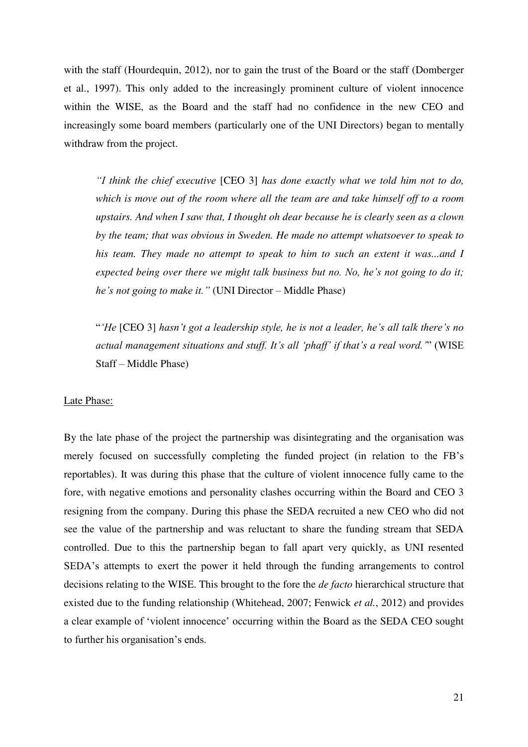with the staff (Hourdequin, 2012), nor to gain the trust of the Board or the staff (Domberger et al., 1997). This only added to the increasingly prominent culture of violent innocence within the WISE, as the Board and the staff had no confidence in the new CEO and increasingly some board members (particularly one of the UNI Directors) began to mentally withdraw from the project.

> *"I think the chief executive* [CEO 3] *has done exactly what we told him not to do, which is move out of the room where all the team are and take himself off to a room upstairs. And when I saw that, I thought oh dear because he is clearly seen as a clown by the team; that was obvious in Sweden. He made no attempt whatsoever to speak to his team. They made no attempt to speak to him to such an extent it was...and I expected being over there we might talk business but no. No, he's not going to do it; he's not going to make it."* (UNI Director – Middle Phase)

> "*'He* [CEO 3] *hasn't got a leadership style, he is not a leader, he's all talk there's no actual management situations and stuff. It's all 'phaff' if that's a real word.'*" (WISE Staff – Middle Phase)

<u>Late Phase:</u>

By the late phase of the project the partnership was disintegrating and the organisation was merely focused on successfully completing the funded project (in relation to the FB's reportables). It was during this phase that the culture of violent innocence fully came to the fore, with negative emotions and personality clashes occurring within the Board and CEO 3 resigning from the company. During this phase the SEDA recruited a new CEO who did not see the value of the partnership and was reluctant to share the funding stream that SEDA controlled. Due to this the partnership began to fall apart very quickly, as UNI resented SEDA's attempts to exert the power it held through the funding arrangements to control decisions relating to the WISE. This brought to the fore the *de facto* hierarchical structure that existed due to the funding relationship (Whitehead, 2007; Fenwick *et al.*, 2012) and provides a clear example of 'violent innocence' occurring within the Board as the SEDA CEO sought to further his organisation's ends.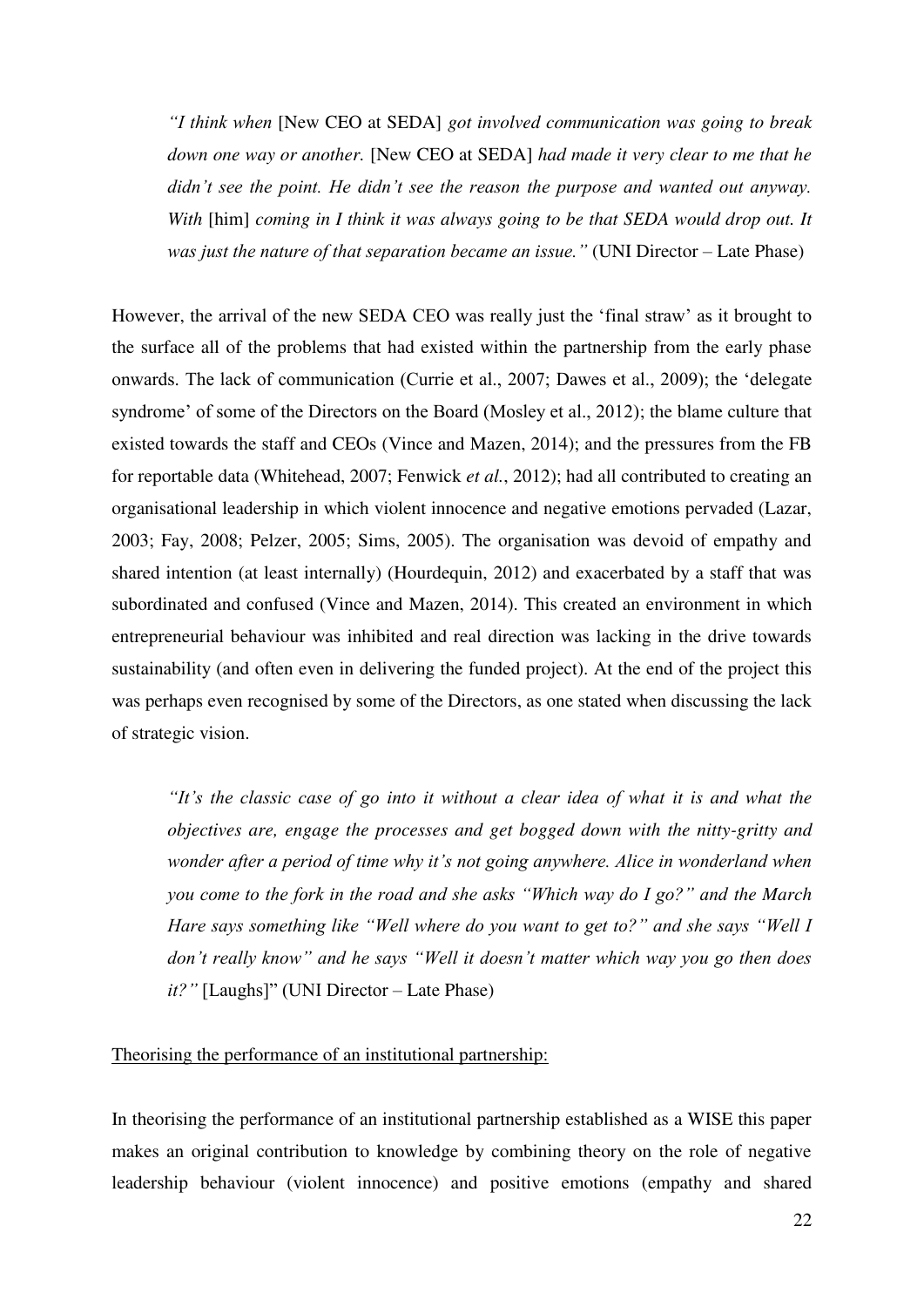> *"I think when* [New CEO at SEDA] *got involved communication was going to break down one way or another.* [New CEO at SEDA] *had made it very clear to me that he didn't see the point. He didn't see the reason the purpose and wanted out anyway. With* [him] *coming in I think it was always going to be that SEDA would drop out. It was just the nature of that separation became an issue."* (UNI Director – Late Phase)

However, the arrival of the new SEDA CEO was really just the 'final straw' as it brought to the surface all of the problems that had existed within the partnership from the early phase onwards. The lack of communication (Currie et al., 2007; Dawes et al., 2009); the 'delegate syndrome' of some of the Directors on the Board (Mosley et al., 2012); the blame culture that existed towards the staff and CEOs (Vince and Mazen, 2014); and the pressures from the FB for reportable data (Whitehead, 2007; Fenwick *et al.*, 2012); had all contributed to creating an organisational leadership in which violent innocence and negative emotions pervaded (Lazar, 2003; Fay, 2008; Pelzer, 2005; Sims, 2005). The organisation was devoid of empathy and shared intention (at least internally) (Hourdequin, 2012) and exacerbated by a staff that was subordinated and confused (Vince and Mazen, 2014). This created an environment in which entrepreneurial behaviour was inhibited and real direction was lacking in the drive towards sustainability (and often even in delivering the funded project). At the end of the project this was perhaps even recognised by some of the Directors, as one stated when discussing the lack of strategic vision.

> *"It's the classic case of go into it without a clear idea of what it is and what the objectives are, engage the processes and get bogged down with the nitty-gritty and wonder after a period of time why it's not going anywhere. Alice in wonderland when you come to the fork in the road and she asks "Which way do I go?" and the March Hare says something like "Well where do you want to get to?" and she says "Well I don't really know" and he says "Well it doesn't matter which way you go then does it?"* [Laughs]" (UNI Director – Late Phase)

<u>Theorising the performance of an institutional partnership:</u>

In theorising the performance of an institutional partnership established as a WISE this paper makes an original contribution to knowledge by combining theory on the role of negative leadership behaviour (violent innocence) and positive emotions (empathy and shared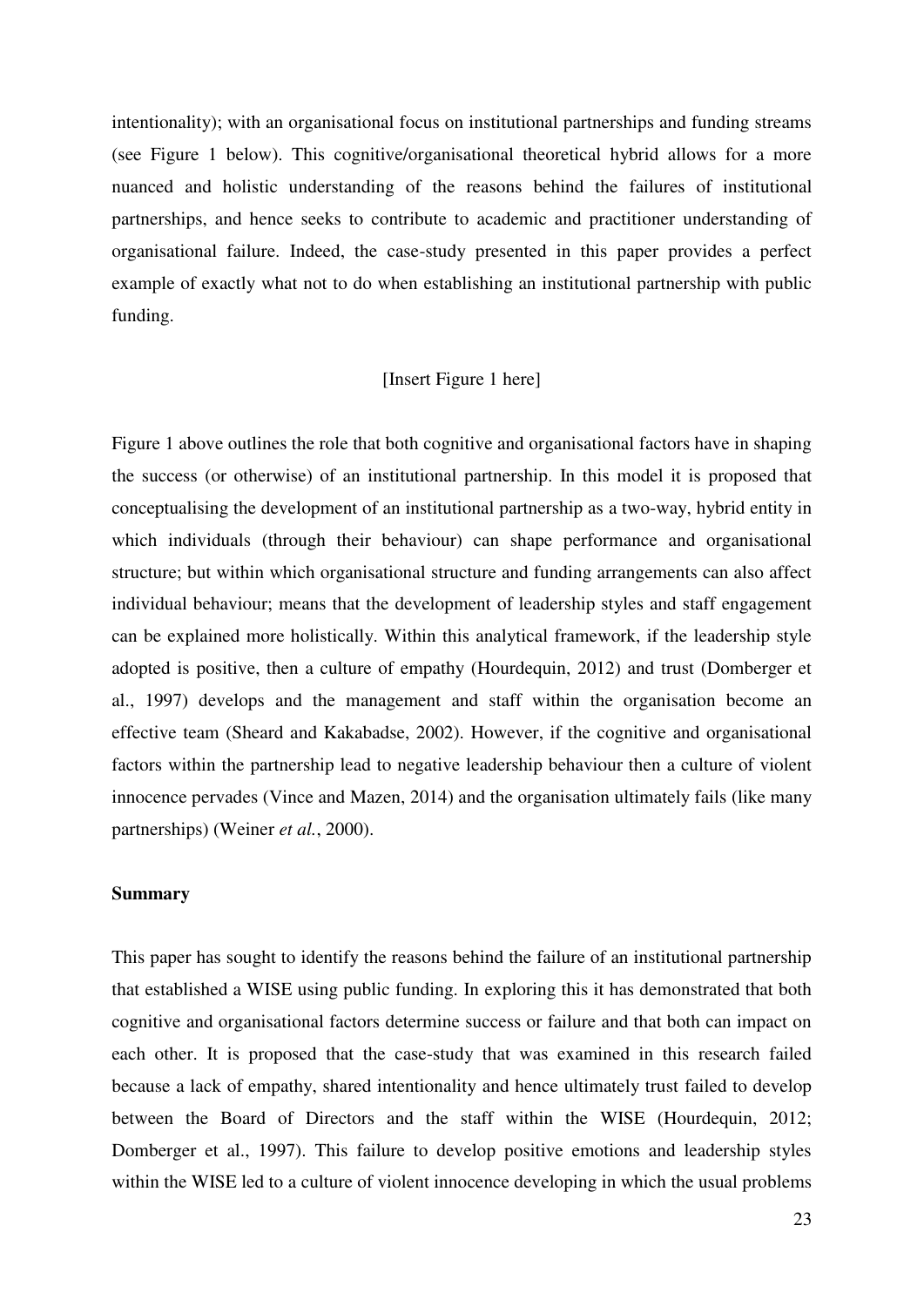intentionality); with an organisational focus on institutional partnerships and funding streams (see Figure 1 below). This cognitive/organisational theoretical hybrid allows for a more nuanced and holistic understanding of the reasons behind the failures of institutional partnerships, and hence seeks to contribute to academic and practitioner understanding of organisational failure. Indeed, the case-study presented in this paper provides a perfect example of exactly what not to do when establishing an institutional partnership with public funding.

[Insert Figure 1 here]

Figure 1 above outlines the role that both cognitive and organisational factors have in shaping the success (or otherwise) of an institutional partnership. In this model it is proposed that conceptualising the development of an institutional partnership as a two-way, hybrid entity in which individuals (through their behaviour) can shape performance and organisational structure; but within which organisational structure and funding arrangements can also affect individual behaviour; means that the development of leadership styles and staff engagement can be explained more holistically. Within this analytical framework, if the leadership style adopted is positive, then a culture of empathy (Hourdequin, 2012) and trust (Domberger et al., 1997) develops and the management and staff within the organisation become an effective team (Sheard and Kakabadse, 2002). However, if the cognitive and organisational factors within the partnership lead to negative leadership behaviour then a culture of violent innocence pervades (Vince and Mazen, 2014) and the organisation ultimately fails (like many partnerships) (Weiner *et al.*, 2000).

**Summary**

This paper has sought to identify the reasons behind the failure of an institutional partnership that established a WISE using public funding. In exploring this it has demonstrated that both cognitive and organisational factors determine success or failure and that both can impact on each other. It is proposed that the case-study that was examined in this research failed because a lack of empathy, shared intentionality and hence ultimately trust failed to develop between the Board of Directors and the staff within the WISE (Hourdequin, 2012; Domberger et al., 1997). This failure to develop positive emotions and leadership styles within the WISE led to a culture of violent innocence developing in which the usual problems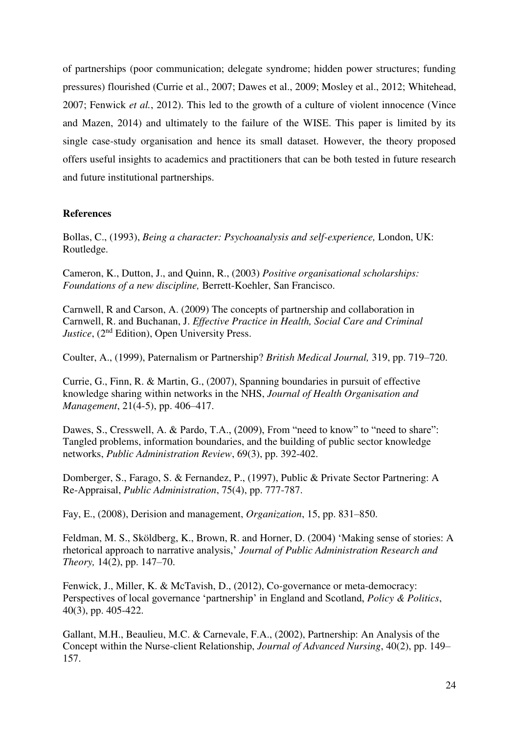of partnerships (poor communication; delegate syndrome; hidden power structures; funding pressures) flourished (Currie et al., 2007; Dawes et al., 2009; Mosley et al., 2012; Whitehead, 2007; Fenwick *et al.*, 2012). This led to the growth of a culture of violent innocence (Vince and Mazen, 2014) and ultimately to the failure of the WISE. This paper is limited by its single case-study organisation and hence its small dataset. However, the theory proposed offers useful insights to academics and practitioners that can be both tested in future research and future institutional partnerships.

**References**

Bollas, C., (1993), *Being a character: Psychoanalysis and self-experience,* London, UK: Routledge.

Cameron, K., Dutton, J., and Quinn, R., (2003) *Positive organisational scholarships: Foundations of a new discipline,* Berrett-Koehler, San Francisco.

Carnwell, R and Carson, A. (2009) The concepts of partnership and collaboration in Carnwell, R. and Buchanan, J. *Effective Practice in Health, Social Care and Criminal Justice*, (2nd Edition), Open University Press.

Coulter, A., (1999), Paternalism or Partnership? *British Medical Journal,* 319, pp. 719–720.

Currie, G., Finn, R. & Martin, G., (2007), Spanning boundaries in pursuit of effective knowledge sharing within networks in the NHS, *Journal of Health Organisation and Management*, 21(4-5), pp. 406–417.

Dawes, S., Cresswell, A. & Pardo, T.A., (2009), From "need to know" to "need to share": Tangled problems, information boundaries, and the building of public sector knowledge networks, *Public Administration Review*, 69(3), pp. 392-402.

Domberger, S., Farago, S. & Fernandez, P., (1997), Public & Private Sector Partnering: A Re-Appraisal, *Public Administration*, 75(4), pp. 777-787.

Fay, E., (2008), Derision and management, *Organization*, 15, pp. 831–850.

Feldman, M. S., Sköldberg, K., Brown, R. and Horner, D. (2004) 'Making sense of stories: A rhetorical approach to narrative analysis,' *Journal of Public Administration Research and Theory,* 14(2), pp. 147–70.

Fenwick, J., Miller, K. & McTavish, D., (2012), Co-governance or meta-democracy: Perspectives of local governance 'partnership' in England and Scotland, *Policy & Politics*, 40(3), pp. 405-422.

Gallant, M.H., Beaulieu, M.C. & Carnevale, F.A., (2002), Partnership: An Analysis of the Concept within the Nurse-client Relationship, *Journal of Advanced Nursing*, 40(2), pp. 149–157.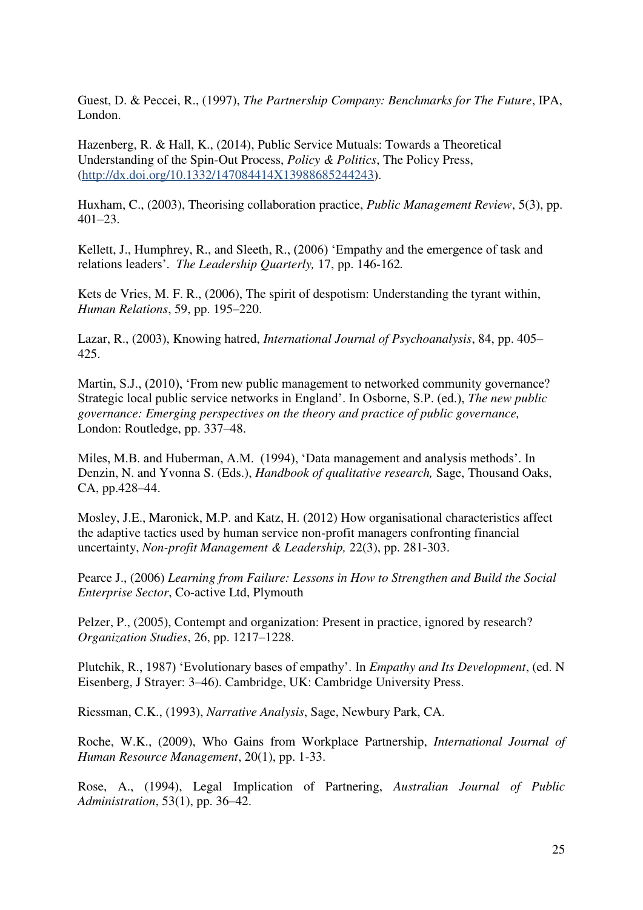Guest, D. & Peccei, R., (1997), *The Partnership Company: Benchmarks for The Future*, IPA, London.

Hazenberg, R. & Hall, K., (2014), Public Service Mutuals: Towards a Theoretical Understanding of the Spin-Out Process, *Policy & Politics*, The Policy Press, (http://dx.doi.org/10.1332/147084414X13988685244243).

Huxham, C., (2003), Theorising collaboration practice, *Public Management Review*, 5(3), pp. 401–23.

Kellett, J., Humphrey, R., and Sleeth, R., (2006) 'Empathy and the emergence of task and relations leaders'. *The Leadership Quarterly,* 17, pp. 146-162*.*

Kets de Vries, M. F. R., (2006), The spirit of despotism: Understanding the tyrant within, *Human Relations*, 59, pp. 195–220.

Lazar, R., (2003), Knowing hatred, *International Journal of Psychoanalysis*, 84, pp. 405–425.

Martin, S.J., (2010), 'From new public management to networked community governance? Strategic local public service networks in England'. In Osborne, S.P. (ed.), *The new public governance: Emerging perspectives on the theory and practice of public governance,* London: Routledge, pp. 337–48.

Miles, M.B. and Huberman, A.M. (1994), 'Data management and analysis methods'. In Denzin, N. and Yvonna S. (Eds.), *Handbook of qualitative research,* Sage, Thousand Oaks, CA, pp.428–44.

Mosley, J.E., Maronick, M.P. and Katz, H. (2012) How organisational characteristics affect the adaptive tactics used by human service non-profit managers confronting financial uncertainty, *Non-profit Management & Leadership,* 22(3), pp. 281-303.

Pearce J., (2006) *Learning from Failure: Lessons in How to Strengthen and Build the Social Enterprise Sector*, Co-active Ltd, Plymouth

Pelzer, P., (2005), Contempt and organization: Present in practice, ignored by research? *Organization Studies*, 26, pp. 1217–1228.

Plutchik, R., 1987) 'Evolutionary bases of empathy'. In *Empathy and Its Development*, (ed. N Eisenberg, J Strayer: 3–46). Cambridge, UK: Cambridge University Press.

Riessman, C.K., (1993), *Narrative Analysis*, Sage, Newbury Park, CA.

Roche, W.K., (2009), Who Gains from Workplace Partnership, *International Journal of Human Resource Management*, 20(1), pp. 1-33.

Rose, A., (1994), Legal Implication of Partnering, *Australian Journal of Public Administration*, 53(1), pp. 36–42.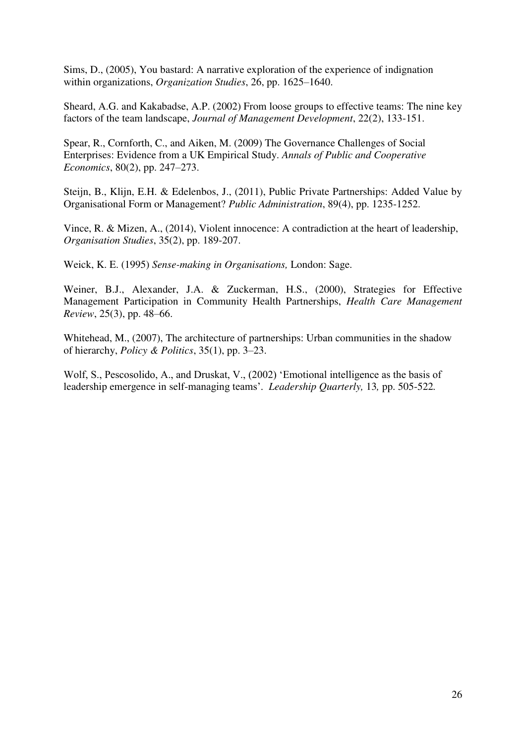Sims, D., (2005), You bastard: A narrative exploration of the experience of indignation within organizations, *Organization Studies*, 26, pp. 1625–1640.

Sheard, A.G. and Kakabadse, A.P. (2002) From loose groups to effective teams: The nine key factors of the team landscape, *Journal of Management Development*, 22(2), 133-151.

Spear, R., Cornforth, C., and Aiken, M. (2009) The Governance Challenges of Social Enterprises: Evidence from a UK Empirical Study. *Annals of Public and Cooperative Economics*, 80(2), pp. 247–273.

Steijn, B., Klijn, E.H. & Edelenbos, J., (2011), Public Private Partnerships: Added Value by Organisational Form or Management? *Public Administration*, 89(4), pp. 1235-1252.

Vince, R. & Mizen, A., (2014), Violent innocence: A contradiction at the heart of leadership, *Organisation Studies*, 35(2), pp. 189-207.

Weick, K. E. (1995) *Sense-making in Organisations,* London: Sage.

Weiner, B.J., Alexander, J.A. & Zuckerman, H.S., (2000), Strategies for Effective Management Participation in Community Health Partnerships, *Health Care Management Review*, 25(3), pp. 48–66.

Whitehead, M., (2007), The architecture of partnerships: Urban communities in the shadow of hierarchy, *Policy & Politics*, 35(1), pp. 3–23.

Wolf, S., Pescosolido, A., and Druskat, V., (2002) 'Emotional intelligence as the basis of leadership emergence in self-managing teams'. *Leadership Quarterly,* 13*,* pp. 505-522*.*